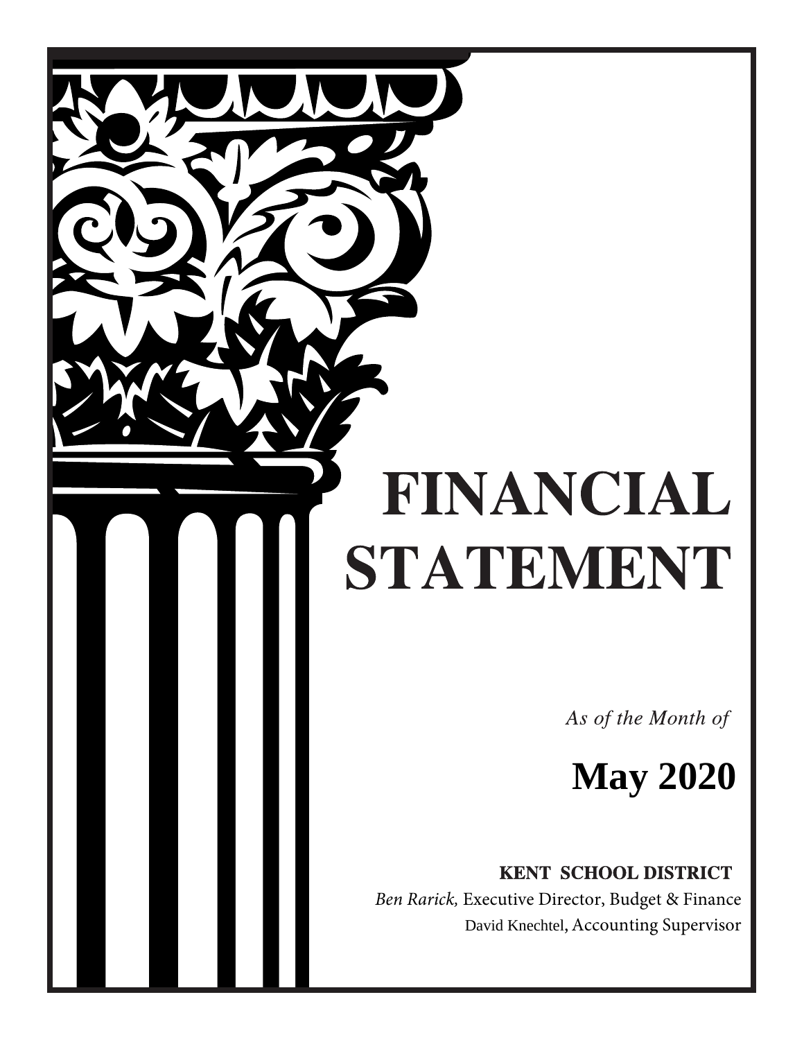# FINANCIAL STATEMENT

*As of the Month of*

## May 2020

**KENT SCHOOL DISTRICT**

*Ben Rarick,* Executive Director, Budget & Finance

David Knechtel, Accounting Supervisor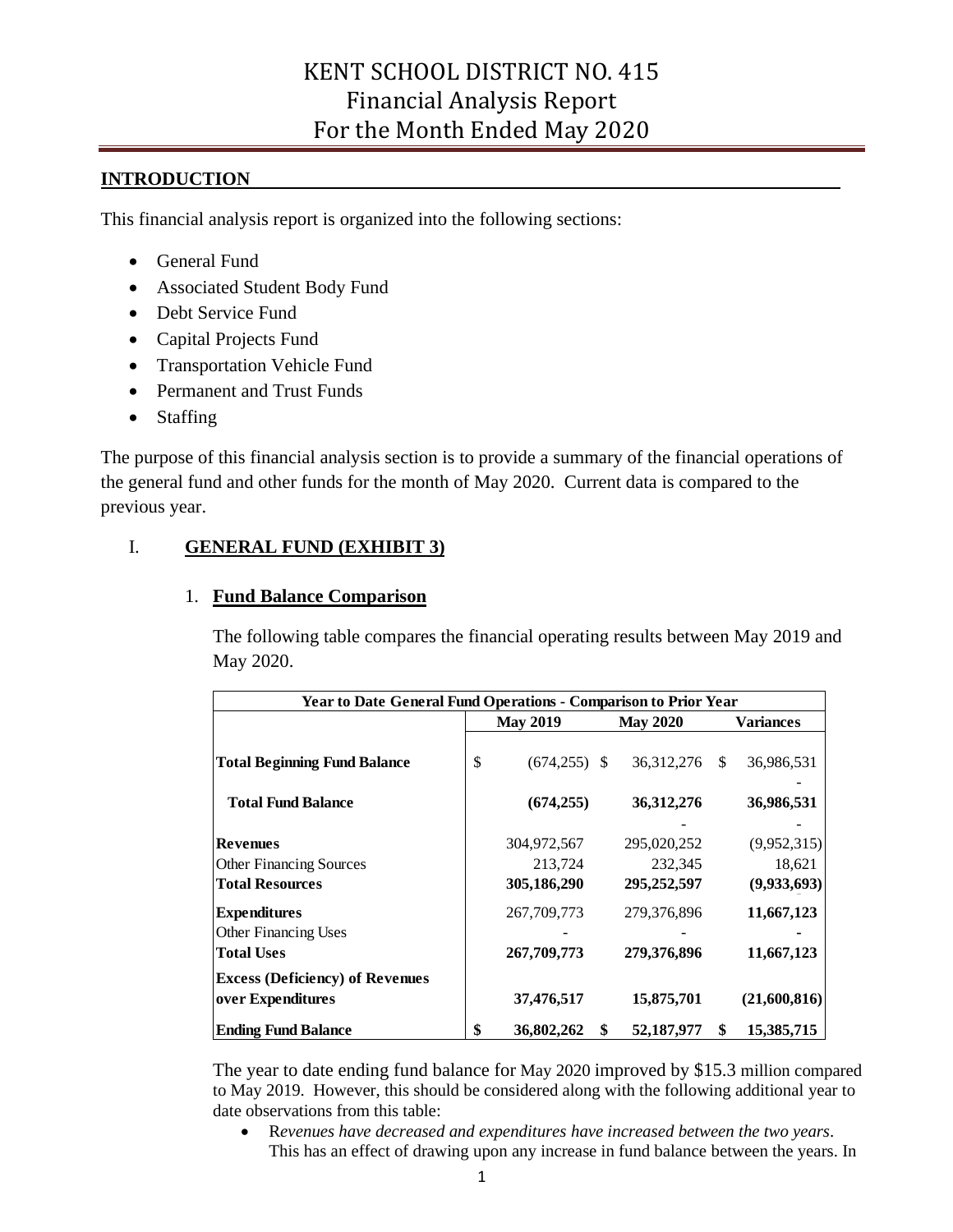# KENT SCHOOL DISTRICT NO. 415
# Financial Analysis Report
# For the Month Ended May 2020

## INTRODUCTION

This financial analysis report is organized into the following sections:

- General Fund
- Associated Student Body Fund
- Debt Service Fund
- Capital Projects Fund
- Transportation Vehicle Fund
- Permanent and Trust Funds
- Staffing

The purpose of this financial analysis section is to provide a summary of the financial operations of the general fund and other funds for the month of May 2020. Current data is compared to the previous year.

## I. GENERAL FUND (EXHIBIT 3)

### 1. Fund Balance Comparison

The following table compares the financial operating results between May 2019 and May 2020.

| Year to Date General Fund Operations - Comparison to Prior Year | | | |
|---|---|---|---|
| | **May 2019** | **May 2020** | **Variances** |
| **Total Beginning Fund Balance** | $ (674,255) | $ 36,312,276 | $ 36,986,531 |
| **Total Fund Balance** | **(674,255)** | **36,312,276** | **36,986,531** |
| **Revenues** | 304,972,567 | 295,020,252 | (9,952,315) |
| Other Financing Sources | 213,724 | 232,345 | 18,621 |
| **Total Resources** | **305,186,290** | **295,252,597** | **(9,933,693)** |
| **Expenditures** | 267,709,773 | 279,376,896 | **11,667,123** |
| Other Financing Uses | - | - | - |
| **Total Uses** | **267,709,773** | **279,376,896** | **11,667,123** |
| **Excess (Deficiency) of Revenues over Expenditures** | **37,476,517** | **15,875,701** | **(21,600,816)** |
| **Ending Fund Balance** | **$ 36,802,262** | **$ 52,187,977** | **$ 15,385,715** |

The year to date ending fund balance for May 2020 improved by $15.3 million compared to May 2019. However, this should be considered along with the following additional year to date observations from this table:

- R*evenues have decreased and expenditures have increased between the two years*. This has an effect of drawing upon any increase in fund balance between the years. In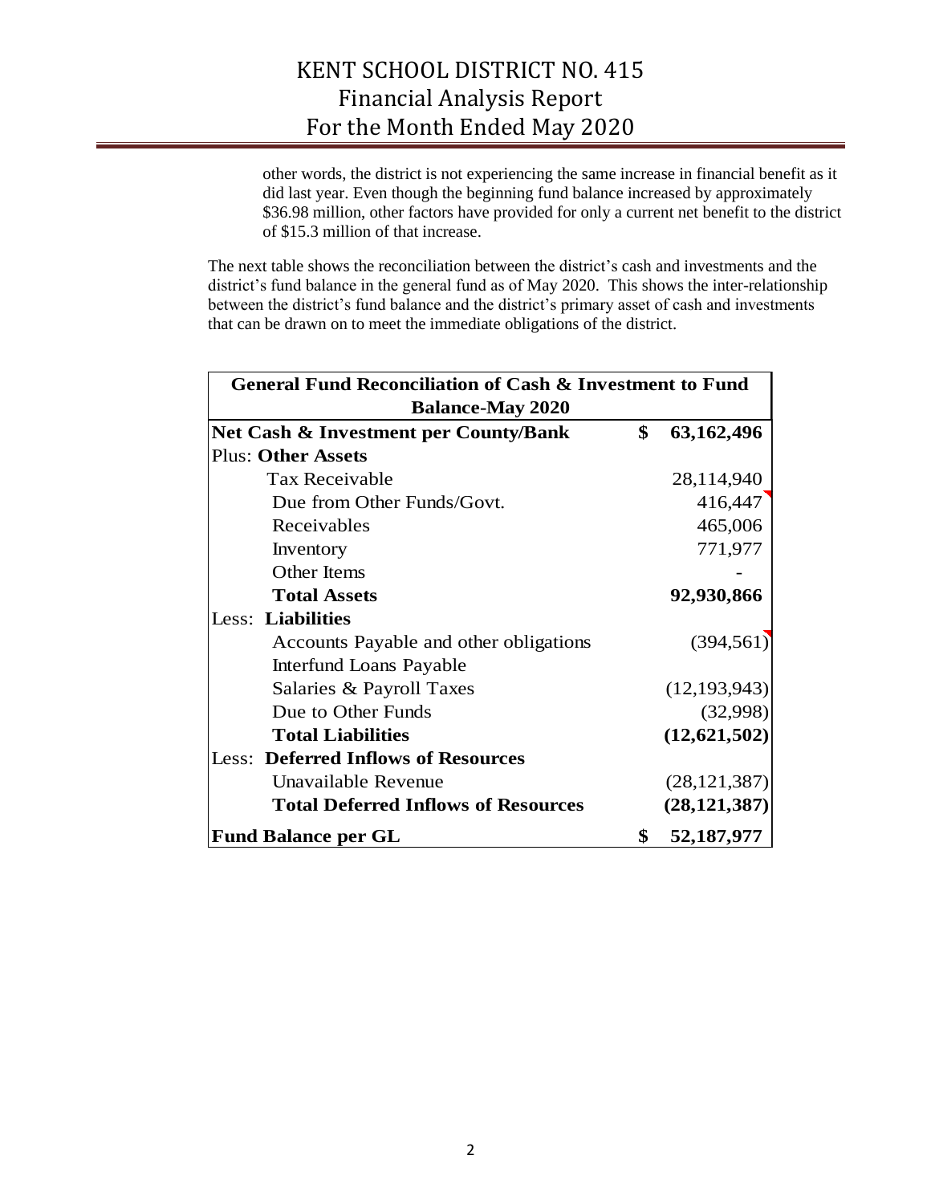other words, the district is not experiencing the same increase in financial benefit as it did last year. Even though the beginning fund balance increased by approximately $36.98 million, other factors have provided for only a current net benefit to the district of $15.3 million of that increase.

The next table shows the reconciliation between the district's cash and investments and the district's fund balance in the general fund as of May 2020. This shows the inter-relationship between the district's fund balance and the district's primary asset of cash and investments that can be drawn on to meet the immediate obligations of the district.

| General Fund Reconciliation of Cash & Investment to Fund Balance-May 2020 | | |
|---|---|---|
| **Net Cash & Investment per County/Bank** | **$** | **63,162,496** |
| Plus: **Other Assets** | | |
| Tax Receivable | | 28,114,940 |
| Due from Other Funds/Govt. | | 416,447 |
| Receivables | | 465,006 |
| Inventory | | 771,977 |
| Other Items | | - |
| **Total Assets** | | **92,930,866** |
| Less: **Liabilities** | | |
| Accounts Payable and other obligations | | (394,561) |
| Interfund Loans Payable | | |
| Salaries & Payroll Taxes | | (12,193,943) |
| Due to Other Funds | | (32,998) |
| **Total Liabilities** | | **(12,621,502)** |
| Less: **Deferred Inflows of Resources** | | |
| Unavailable Revenue | | (28,121,387) |
| **Total Deferred Inflows of Resources** | | **(28,121,387)** |
| **Fund Balance per GL** | **$** | **52,187,977** |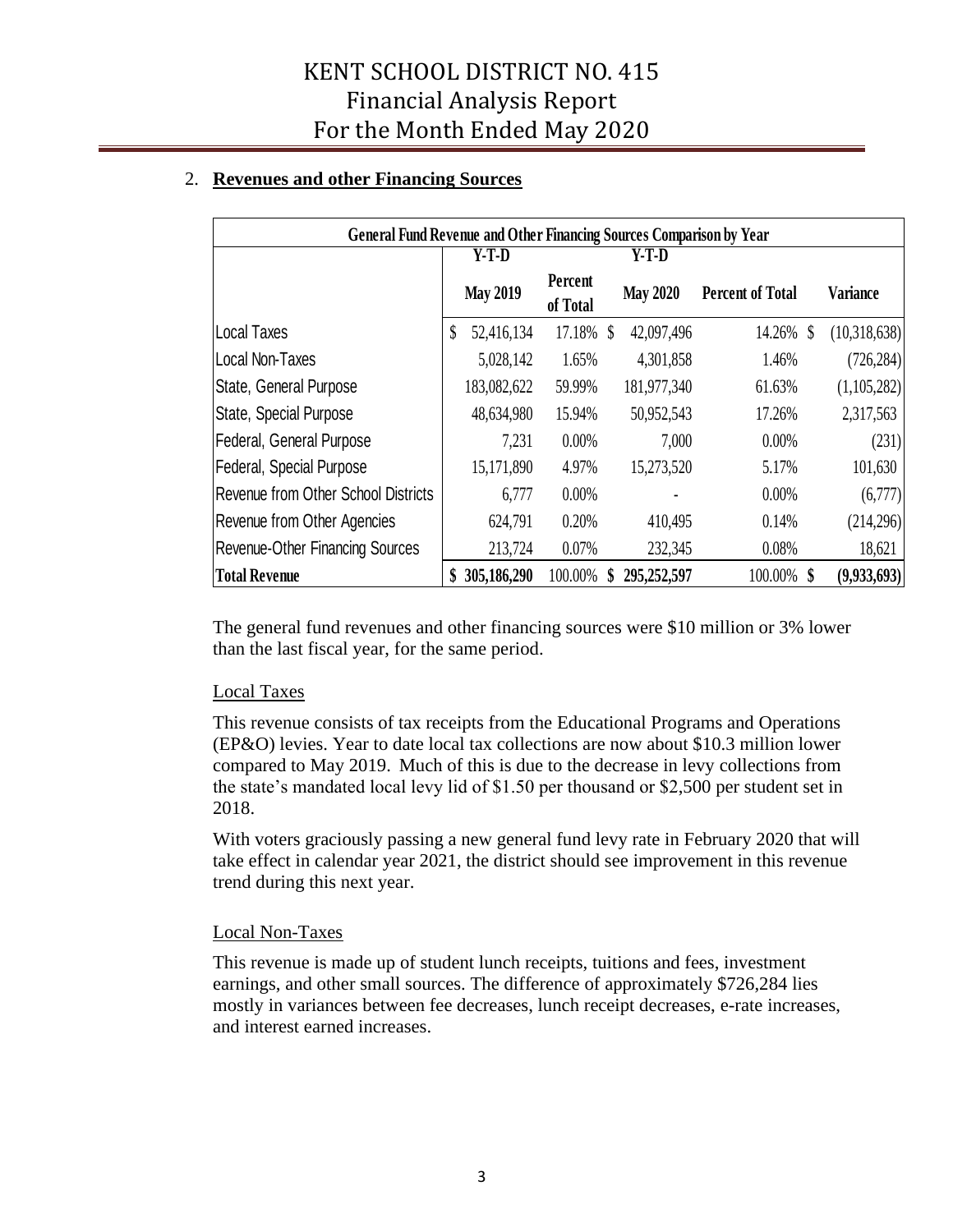## 2. Revenues and other Financing Sources

| General Fund Revenue and Other Financing Sources Comparison by Year | | | | | |
|---|---|---|---|---|---|
| | Y-T-D | | Y-T-D | | |
| | May 2019 | Percent of Total | May 2020 | Percent of Total | Variance |
| Local Taxes | $ 52,416,134 | 17.18% | $ 42,097,496 | 14.26% | $ (10,318,638) |
| Local Non-Taxes | 5,028,142 | 1.65% | 4,301,858 | 1.46% | (726,284) |
| State, General Purpose | 183,082,622 | 59.99% | 181,977,340 | 61.63% | (1,105,282) |
| State, Special Purpose | 48,634,980 | 15.94% | 50,952,543 | 17.26% | 2,317,563 |
| Federal, General Purpose | 7,231 | 0.00% | 7,000 | 0.00% | (231) |
| Federal, Special Purpose | 15,171,890 | 4.97% | 15,273,520 | 5.17% | 101,630 |
| Revenue from Other School Districts | 6,777 | 0.00% | - | 0.00% | (6,777) |
| Revenue from Other Agencies | 624,791 | 0.20% | 410,495 | 0.14% | (214,296) |
| Revenue-Other Financing Sources | 213,724 | 0.07% | 232,345 | 0.08% | 18,621 |
| **Total Revenue** | **$ 305,186,290** | 100.00% | **$ 295,252,597** | 100.00% | **$ (9,933,693)** |

The general fund revenues and other financing sources were $10 million or 3% lower than the last fiscal year, for the same period.

### Local Taxes

This revenue consists of tax receipts from the Educational Programs and Operations (EP&O) levies. Year to date local tax collections are now about $10.3 million lower compared to May 2019. Much of this is due to the decrease in levy collections from the state's mandated local levy lid of $1.50 per thousand or $2,500 per student set in 2018.

With voters graciously passing a new general fund levy rate in February 2020 that will take effect in calendar year 2021, the district should see improvement in this revenue trend during this next year.

### Local Non-Taxes

This revenue is made up of student lunch receipts, tuitions and fees, investment earnings, and other small sources. The difference of approximately $726,284 lies mostly in variances between fee decreases, lunch receipt decreases, e-rate increases, and interest earned increases.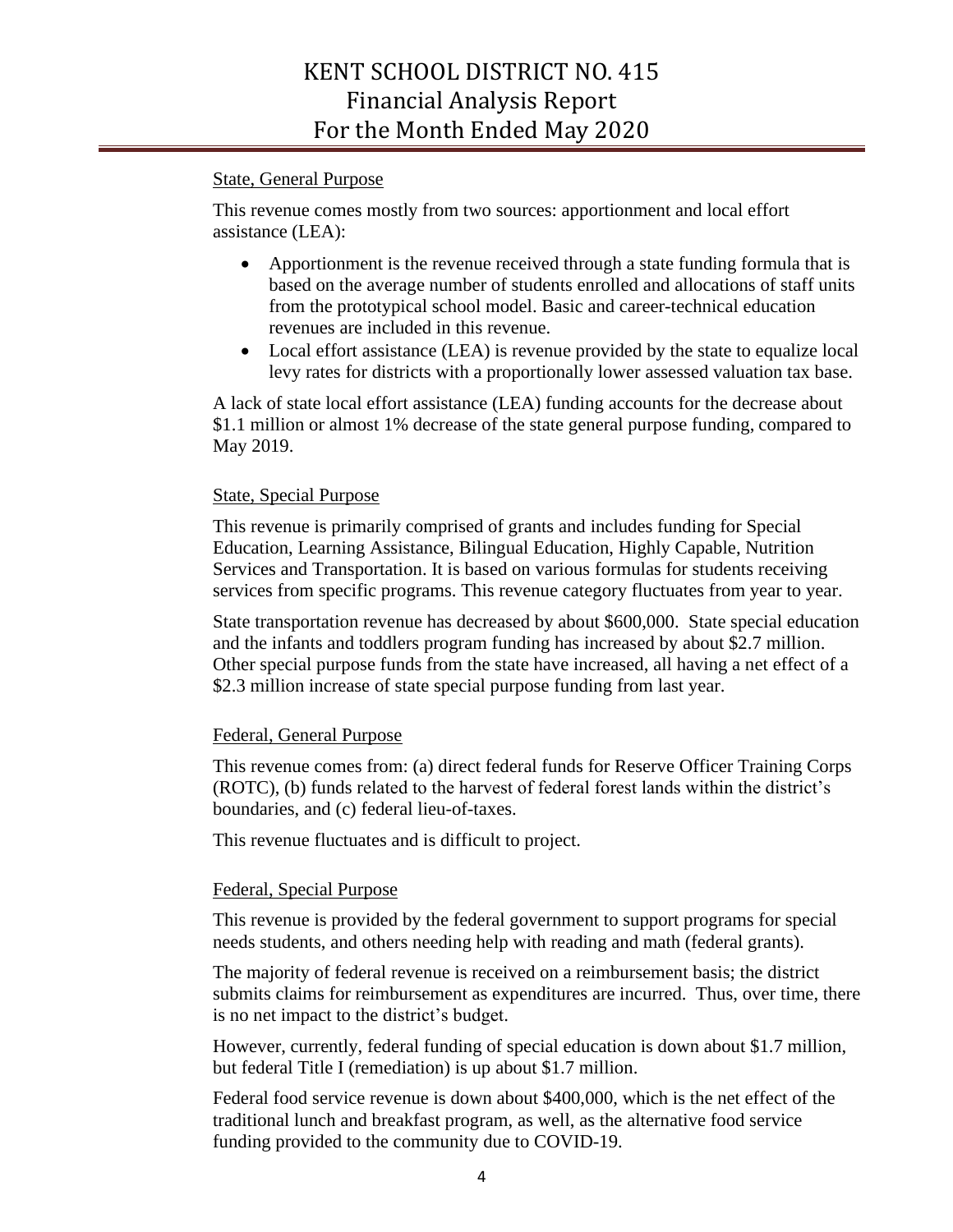## State, General Purpose

This revenue comes mostly from two sources: apportionment and local effort assistance (LEA):

- Apportionment is the revenue received through a state funding formula that is based on the average number of students enrolled and allocations of staff units from the prototypical school model. Basic and career-technical education revenues are included in this revenue.
- Local effort assistance (LEA) is revenue provided by the state to equalize local levy rates for districts with a proportionally lower assessed valuation tax base.

A lack of state local effort assistance (LEA) funding accounts for the decrease about $1.1 million or almost 1% decrease of the state general purpose funding, compared to May 2019.

## State, Special Purpose

This revenue is primarily comprised of grants and includes funding for Special Education, Learning Assistance, Bilingual Education, Highly Capable, Nutrition Services and Transportation. It is based on various formulas for students receiving services from specific programs. This revenue category fluctuates from year to year.

State transportation revenue has decreased by about $600,000. State special education and the infants and toddlers program funding has increased by about $2.7 million. Other special purpose funds from the state have increased, all having a net effect of a $2.3 million increase of state special purpose funding from last year.

## Federal, General Purpose

This revenue comes from: (a) direct federal funds for Reserve Officer Training Corps (ROTC), (b) funds related to the harvest of federal forest lands within the district's boundaries, and (c) federal lieu-of-taxes.

This revenue fluctuates and is difficult to project.

## Federal, Special Purpose

This revenue is provided by the federal government to support programs for special needs students, and others needing help with reading and math (federal grants).

The majority of federal revenue is received on a reimbursement basis; the district submits claims for reimbursement as expenditures are incurred. Thus, over time, there is no net impact to the district's budget.

However, currently, federal funding of special education is down about $1.7 million, but federal Title I (remediation) is up about $1.7 million.

Federal food service revenue is down about $400,000, which is the net effect of the traditional lunch and breakfast program, as well, as the alternative food service funding provided to the community due to COVID-19.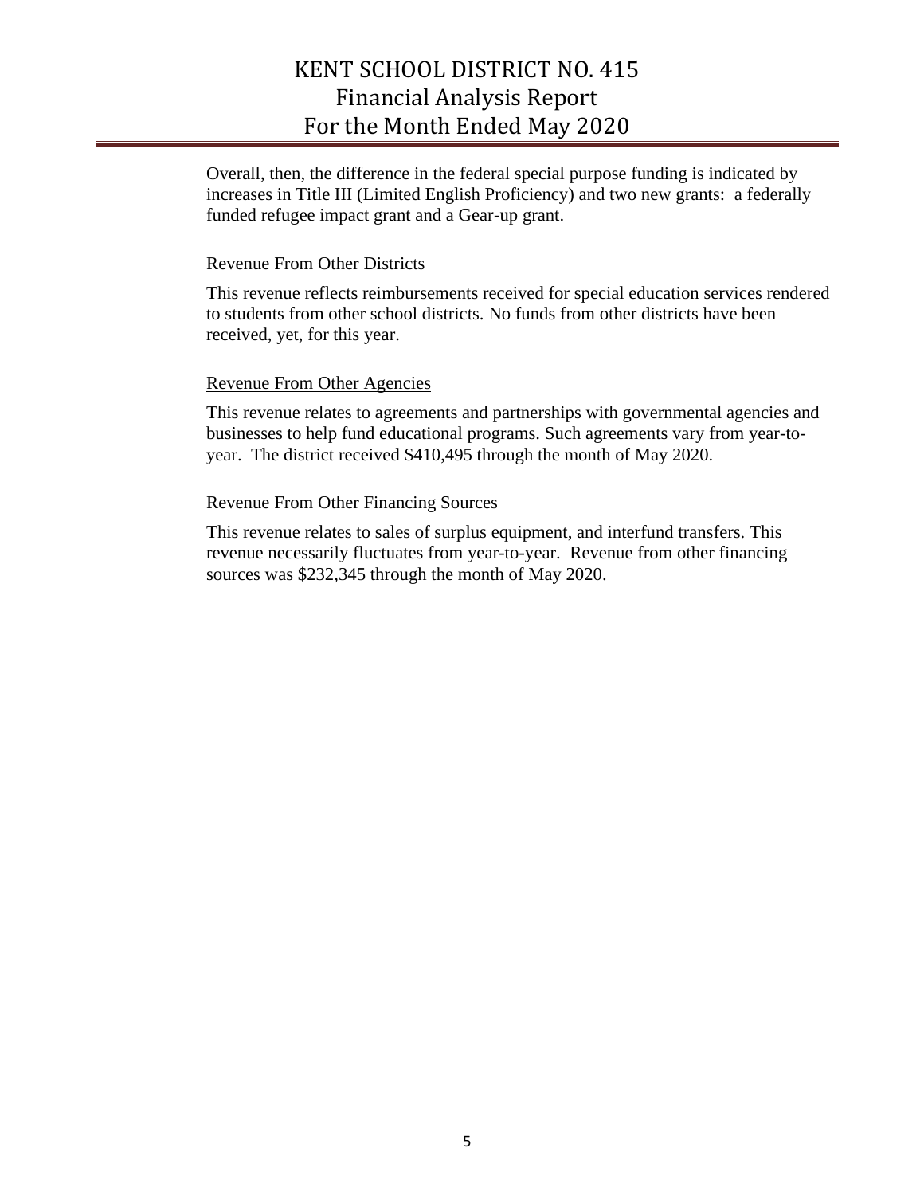Overall, then, the difference in the federal special purpose funding is indicated by increases in Title III (Limited English Proficiency) and two new grants: a federally funded refugee impact grant and a Gear-up grant.

### Revenue From Other Districts

This revenue reflects reimbursements received for special education services rendered to students from other school districts. No funds from other districts have been received, yet, for this year.

### Revenue From Other Agencies

This revenue relates to agreements and partnerships with governmental agencies and businesses to help fund educational programs. Such agreements vary from year-to-year. The district received $410,495 through the month of May 2020.

### Revenue From Other Financing Sources

This revenue relates to sales of surplus equipment, and interfund transfers. This revenue necessarily fluctuates from year-to-year. Revenue from other financing sources was $232,345 through the month of May 2020.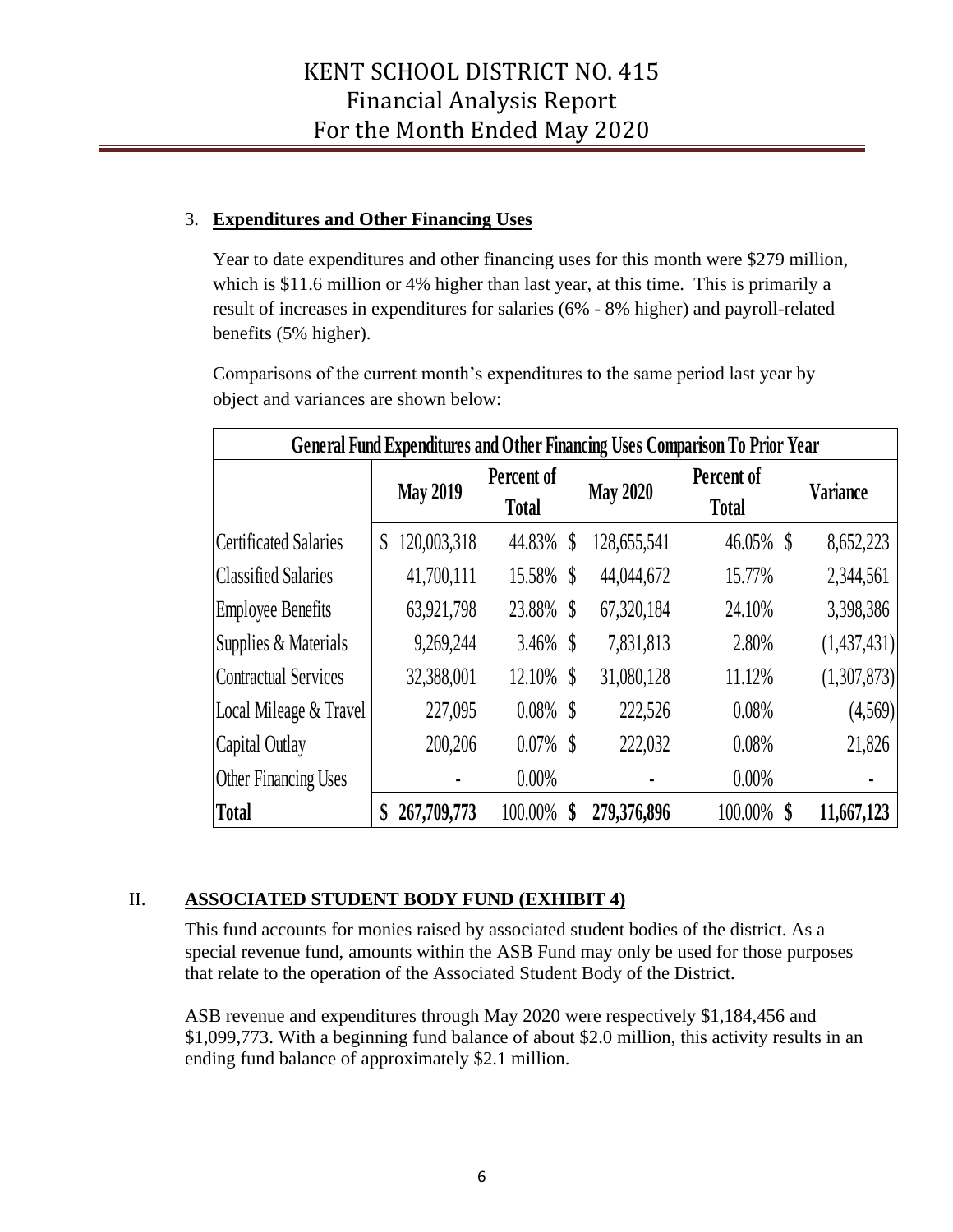3. **Expenditures and Other Financing Uses**

   Year to date expenditures and other financing uses for this month were $279 million, which is $11.6 million or 4% higher than last year, at this time. This is primarily a result of increases in expenditures for salaries (6% - 8% higher) and payroll-related benefits (5% higher).

   Comparisons of the current month's expenditures to the same period last year by object and variances are shown below:

| General Fund Expenditures and Other Financing Uses Comparison To Prior Year | | | | | |
|---|---|---|---|---|---|
| | May 2019 | Percent of Total | May 2020 | Percent of Total | Variance |
| Certificated Salaries | $ 120,003,318 | 44.83% | $ 128,655,541 | 46.05% | $ 8,652,223 |
| Classified Salaries | 41,700,111 | 15.58% | $ 44,044,672 | 15.77% | 2,344,561 |
| Employee Benefits | 63,921,798 | 23.88% | $ 67,320,184 | 24.10% | 3,398,386 |
| Supplies & Materials | 9,269,244 | 3.46% | $ 7,831,813 | 2.80% | (1,437,431) |
| Contractual Services | 32,388,001 | 12.10% | $ 31,080,128 | 11.12% | (1,307,873) |
| Local Mileage & Travel | 227,095 | 0.08% | $ 222,526 | 0.08% | (4,569) |
| Capital Outlay | 200,206 | 0.07% | $ 222,032 | 0.08% | 21,826 |
| Other Financing Uses | - | 0.00% | - | 0.00% | - |
| **Total** | **$ 267,709,773** | 100.00% | **$ 279,376,896** | 100.00% | **$ 11,667,123** |

## II. ASSOCIATED STUDENT BODY FUND (EXHIBIT 4)

This fund accounts for monies raised by associated student bodies of the district. As a special revenue fund, amounts within the ASB Fund may only be used for those purposes that relate to the operation of the Associated Student Body of the District.

ASB revenue and expenditures through May 2020 were respectively $1,184,456 and $1,099,773. With a beginning fund balance of about $2.0 million, this activity results in an ending fund balance of approximately $2.1 million.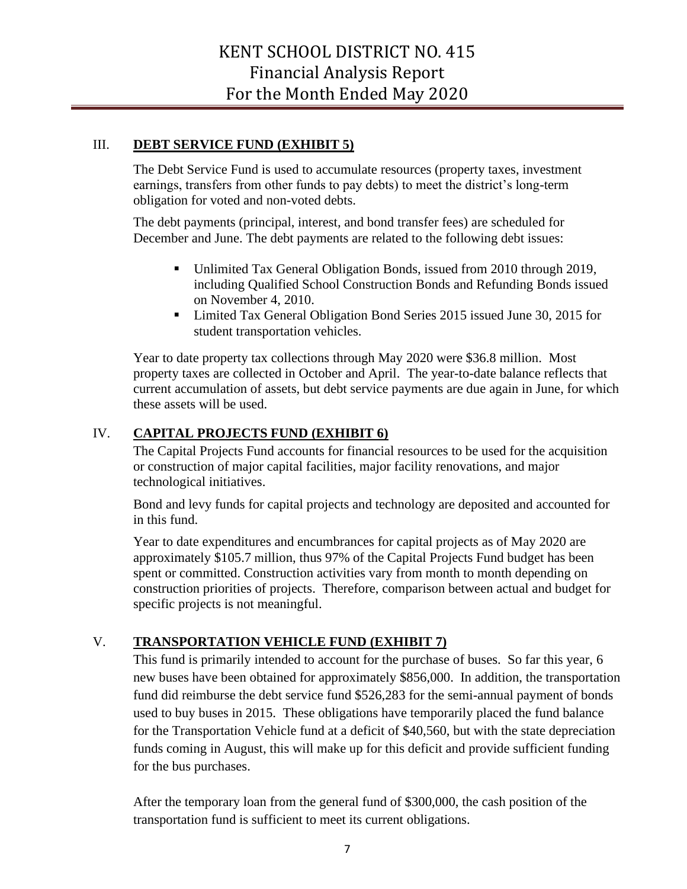## III. DEBT SERVICE FUND (EXHIBIT 5)

The Debt Service Fund is used to accumulate resources (property taxes, investment earnings, transfers from other funds to pay debts) to meet the district's long-term obligation for voted and non-voted debts.

The debt payments (principal, interest, and bond transfer fees) are scheduled for December and June. The debt payments are related to the following debt issues:

- Unlimited Tax General Obligation Bonds, issued from 2010 through 2019, including Qualified School Construction Bonds and Refunding Bonds issued on November 4, 2010.
- Limited Tax General Obligation Bond Series 2015 issued June 30, 2015 for student transportation vehicles.

Year to date property tax collections through May 2020 were $36.8 million. Most property taxes are collected in October and April. The year-to-date balance reflects that current accumulation of assets, but debt service payments are due again in June, for which these assets will be used.

## IV. CAPITAL PROJECTS FUND (EXHIBIT 6)

The Capital Projects Fund accounts for financial resources to be used for the acquisition or construction of major capital facilities, major facility renovations, and major technological initiatives.

Bond and levy funds for capital projects and technology are deposited and accounted for in this fund.

Year to date expenditures and encumbrances for capital projects as of May 2020 are approximately $105.7 million, thus 97% of the Capital Projects Fund budget has been spent or committed. Construction activities vary from month to month depending on construction priorities of projects. Therefore, comparison between actual and budget for specific projects is not meaningful.

## V. TRANSPORTATION VEHICLE FUND (EXHIBIT 7)

This fund is primarily intended to account for the purchase of buses. So far this year, 6 new buses have been obtained for approximately $856,000. In addition, the transportation fund did reimburse the debt service fund $526,283 for the semi-annual payment of bonds used to buy buses in 2015. These obligations have temporarily placed the fund balance for the Transportation Vehicle fund at a deficit of $40,560, but with the state depreciation funds coming in August, this will make up for this deficit and provide sufficient funding for the bus purchases.

After the temporary loan from the general fund of $300,000, the cash position of the transportation fund is sufficient to meet its current obligations.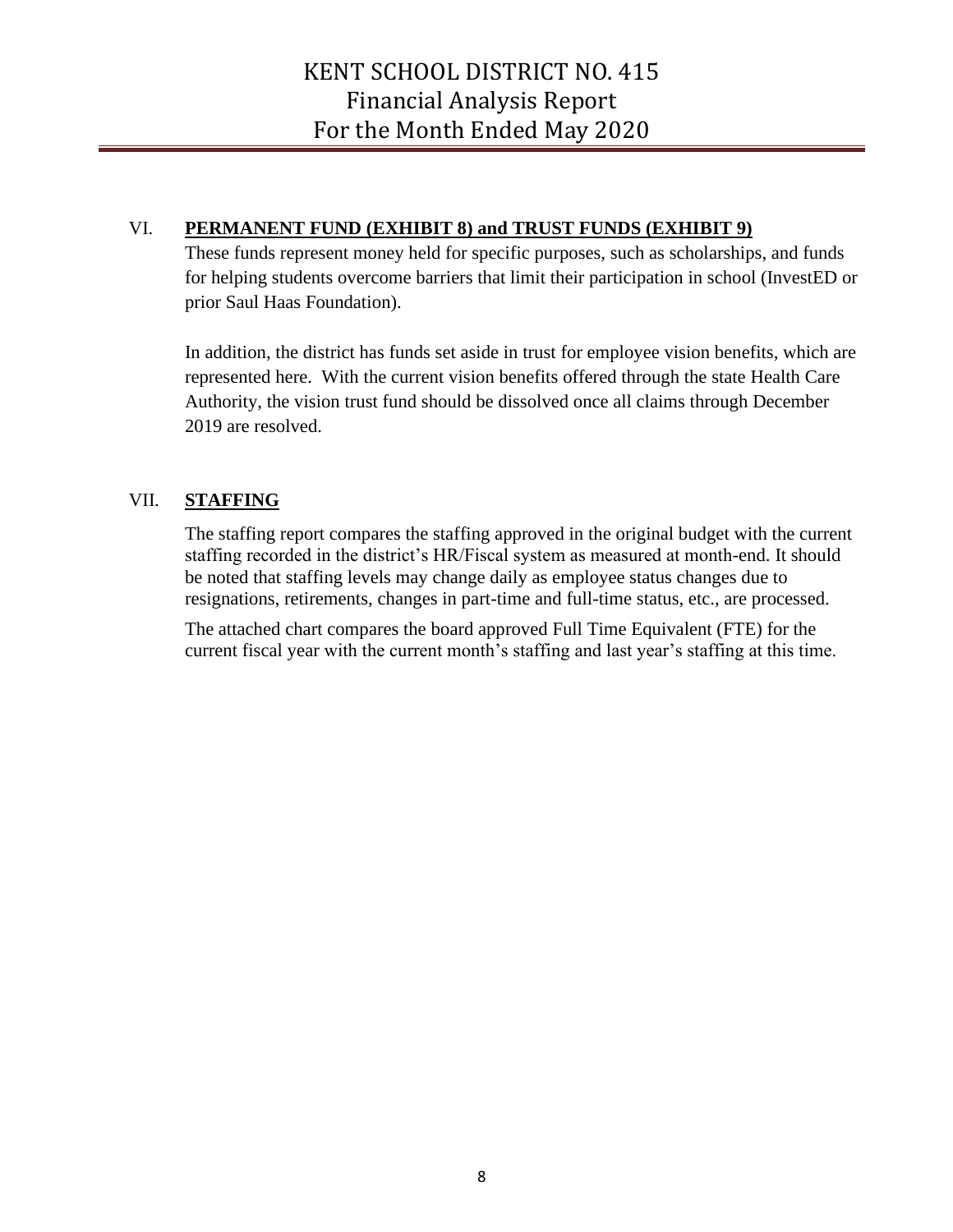## VI. PERMANENT FUND (EXHIBIT 8) and TRUST FUNDS (EXHIBIT 9)

These funds represent money held for specific purposes, such as scholarships, and funds for helping students overcome barriers that limit their participation in school (InvestED or prior Saul Haas Foundation).

In addition, the district has funds set aside in trust for employee vision benefits, which are represented here. With the current vision benefits offered through the state Health Care Authority, the vision trust fund should be dissolved once all claims through December 2019 are resolved.

## VII. STAFFING

The staffing report compares the staffing approved in the original budget with the current staffing recorded in the district's HR/Fiscal system as measured at month-end. It should be noted that staffing levels may change daily as employee status changes due to resignations, retirements, changes in part-time and full-time status, etc., are processed.

The attached chart compares the board approved Full Time Equivalent (FTE) for the current fiscal year with the current month's staffing and last year's staffing at this time.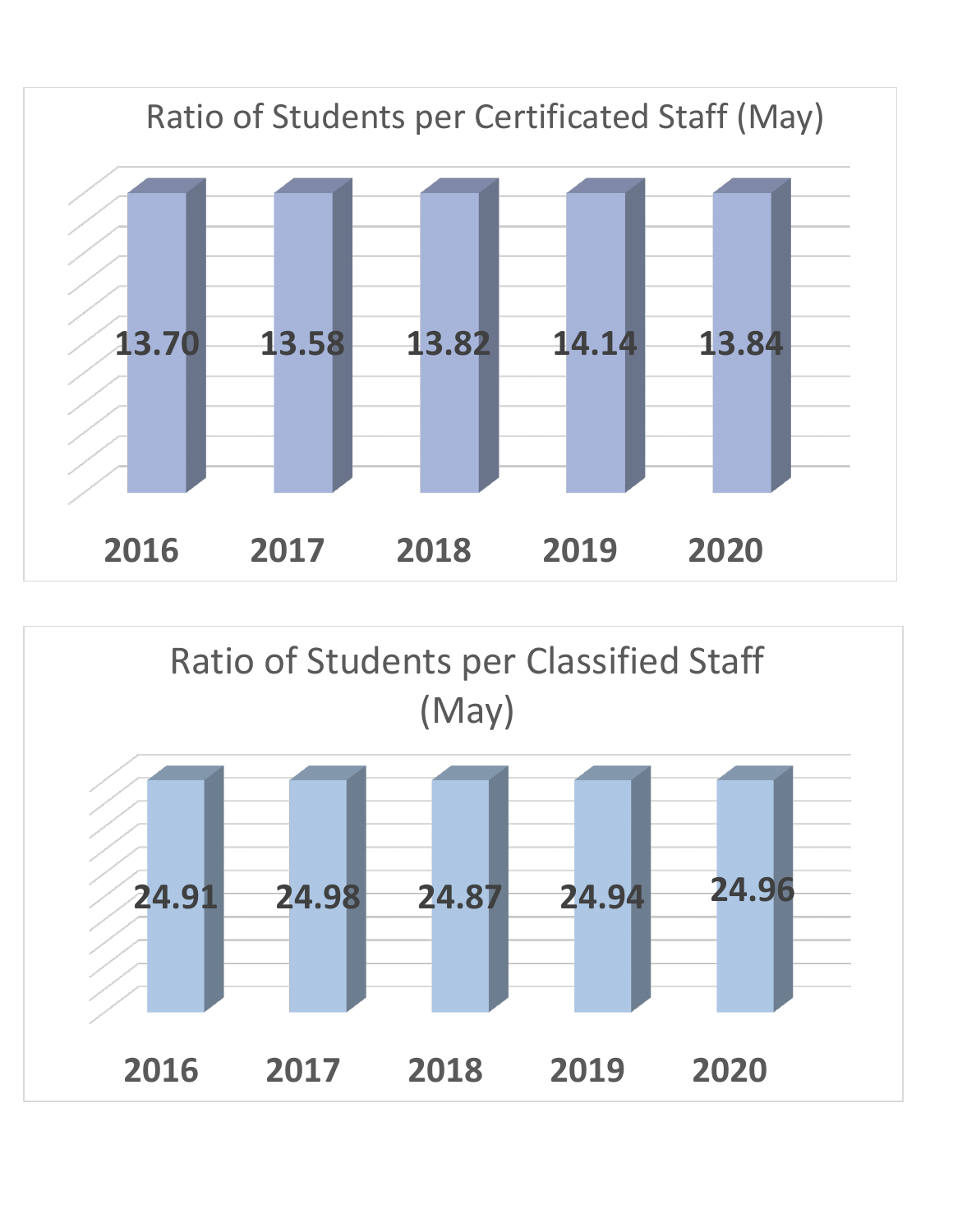## Ratio of Students per Certificated Staff (May)

| 2016 | 2017 | 2018 | 2019 | 2020 |
|---|---|---|---|---|
| 13.70 | 13.58 | 13.82 | 14.14 | 13.84 |

## Ratio of Students per Classified Staff (May)

| 2016 | 2017 | 2018 | 2019 | 2020 |
|---|---|---|---|---|
| 24.91 | 24.98 | 24.87 | 24.94 | 24.96 |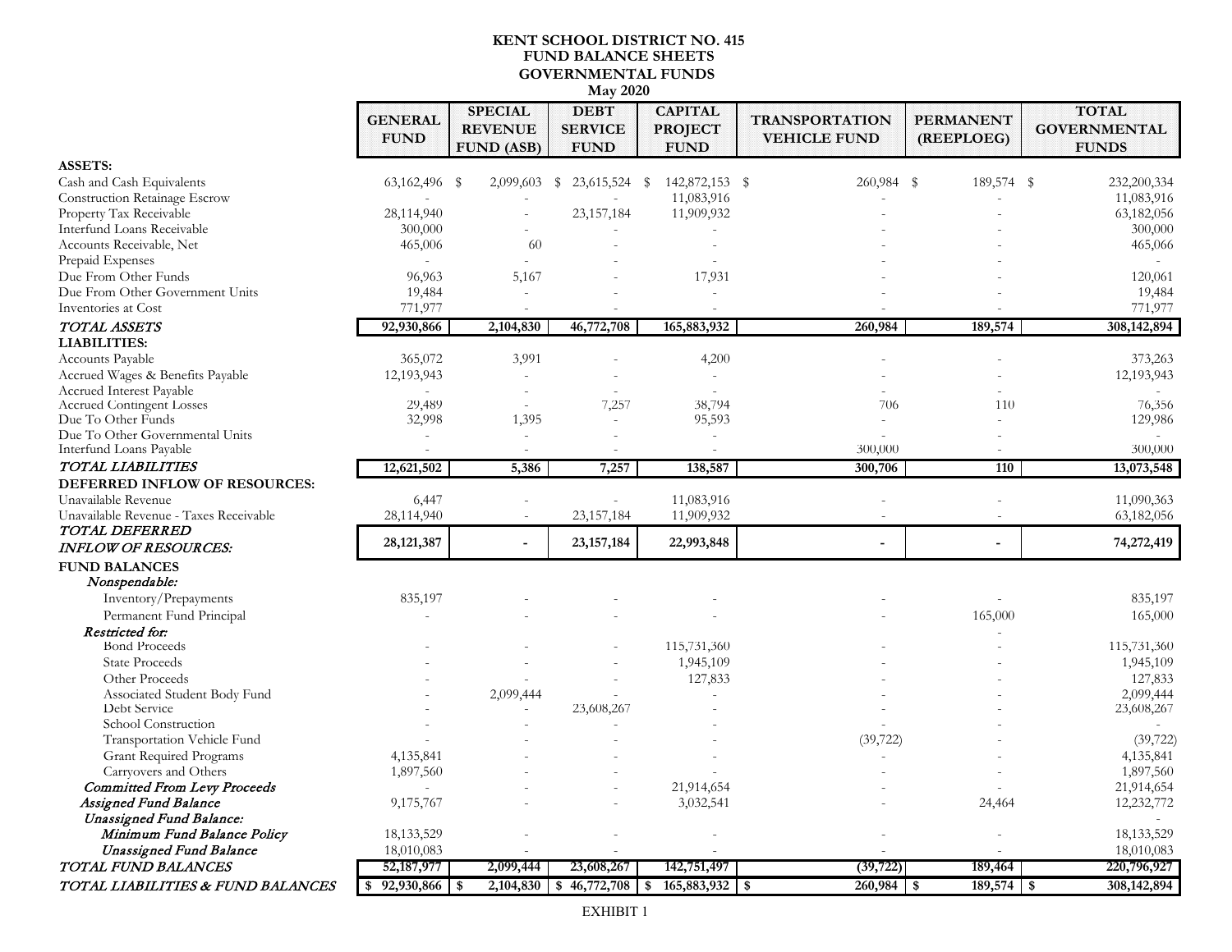# KENT SCHOOL DISTRICT NO. 415
## FUND BALANCE SHEETS
## GOVERNMENTAL FUNDS
### May 2020

| | GENERAL FUND | SPECIAL REVENUE FUND (ASB) | DEBT SERVICE FUND | CAPITAL PROJECT FUND | TRANSPORTATION VEHICLE FUND | PERMANENT (REEPLOEG) | TOTAL GOVERNMENTAL FUNDS |
|---|---|---|---|---|---|---|---|
| **ASSETS:** | | | | | | | |
| Cash and Cash Equivalents | 63,162,496 | $ 2,099,603 | $ 23,615,524 | $ 142,872,153 | $ 260,984 | $ 189,574 | $ 232,200,334 |
| Construction Retainage Escrow | - | - | - | 11,083,916 | - | - | 11,083,916 |
| Property Tax Receivable | 28,114,940 | - | 23,157,184 | 11,909,932 | - | - | 63,182,056 |
| Interfund Loans Receivable | 300,000 | - | - | - | - | - | 300,000 |
| Accounts Receivable, Net | 465,006 | 60 | - | - | - | - | 465,066 |
| Prepaid Expenses | - | - | - | - | - | - | - |
| Due From Other Funds | 96,963 | 5,167 | - | 17,931 | - | - | 120,061 |
| Due From Other Government Units | 19,484 | - | - | - | - | - | 19,484 |
| Inventories at Cost | 771,977 | - | - | - | - | - | 771,977 |
| *TOTAL ASSETS* | **92,930,866** | **2,104,830** | **46,772,708** | **165,883,932** | **260,984** | **189,574** | **308,142,894** |
| **LIABILITIES:** | | | | | | | |
| Accounts Payable | 365,072 | 3,991 | - | 4,200 | - | - | 373,263 |
| Accrued Wages & Benefits Payable | 12,193,943 | - | - | - | - | - | 12,193,943 |
| Accrued Interest Payable | - | - | - | - | - | - | - |
| Accrued Contingent Losses | 29,489 | - | 7,257 | 38,794 | 706 | 110 | 76,356 |
| Due To Other Funds | 32,998 | 1,395 | - | 95,593 | - | - | 129,986 |
| Due To Other Governmental Units | - | - | - | - | - | - | - |
| Interfund Loans Payable | - | - | - | - | 300,000 | - | 300,000 |
| *TOTAL LIABILITIES* | **12,621,502** | **5,386** | **7,257** | **138,587** | **300,706** | **110** | **13,073,548** |
| **DEFERRED INFLOW OF RESOURCES:** | | | | | | | |
| Unavailable Revenue | 6,447 | - | - | 11,083,916 | - | - | 11,090,363 |
| Unavailable Revenue - Taxes Receivable | 28,114,940 | - | 23,157,184 | 11,909,932 | - | - | 63,182,056 |
| *TOTAL DEFERRED INFLOW OF RESOURCES:* | **28,121,387** | **-** | **23,157,184** | **22,993,848** | **-** | **-** | **74,272,419** |
| **FUND BALANCES** | | | | | | | |
| *Nonspendable:* | | | | | | | |
| Inventory/Prepayments | 835,197 | - | - | - | - | - | 835,197 |
| Permanent Fund Principal | - | - | - | - | - | 165,000 | 165,000 |
| *Restricted for:* | | | | | | - | |
| Bond Proceeds | - | - | - | 115,731,360 | - | - | 115,731,360 |
| State Proceeds | - | - | - | 1,945,109 | - | - | 1,945,109 |
| Other Proceeds | - | - | - | 127,833 | - | - | 127,833 |
| Associated Student Body Fund | - | 2,099,444 | - | - | - | - | 2,099,444 |
| Debt Service | - | - | 23,608,267 | - | - | - | 23,608,267 |
| School Construction | - | - | - | - | - | - | - |
| Transportation Vehicle Fund | - | - | - | - | (39,722) | - | (39,722) |
| Grant Required Programs | 4,135,841 | - | - | - | - | - | 4,135,841 |
| Carryovers and Others | 1,897,560 | - | - | - | - | - | 1,897,560 |
| *Committed From Levy Proceeds* | - | - | - | 21,914,654 | - | - | 21,914,654 |
| *Assigned Fund Balance* | 9,175,767 | - | - | 3,032,541 | - | 24,464 | 12,232,772 |
| *Unassigned Fund Balance:* | | | | | | | - |
| *Minimum Fund Balance Policy* | 18,133,529 | - | - | - | - | - | 18,133,529 |
| *Unassigned Fund Balance* | 18,010,083 | - | - | - | - | - | 18,010,083 |
| *TOTAL FUND BALANCES* | **52,187,977** | **2,099,444** | **23,608,267** | **142,751,497** | **(39,722)** | **189,464** | **220,796,927** |
| *TOTAL LIABILITIES & FUND BALANCES* | **$ 92,930,866** | **$ 2,104,830** | **$ 46,772,708** | **$ 165,883,932** | **$ 260,984** | **$ 189,574** | **$ 308,142,894** |

EXHIBIT 1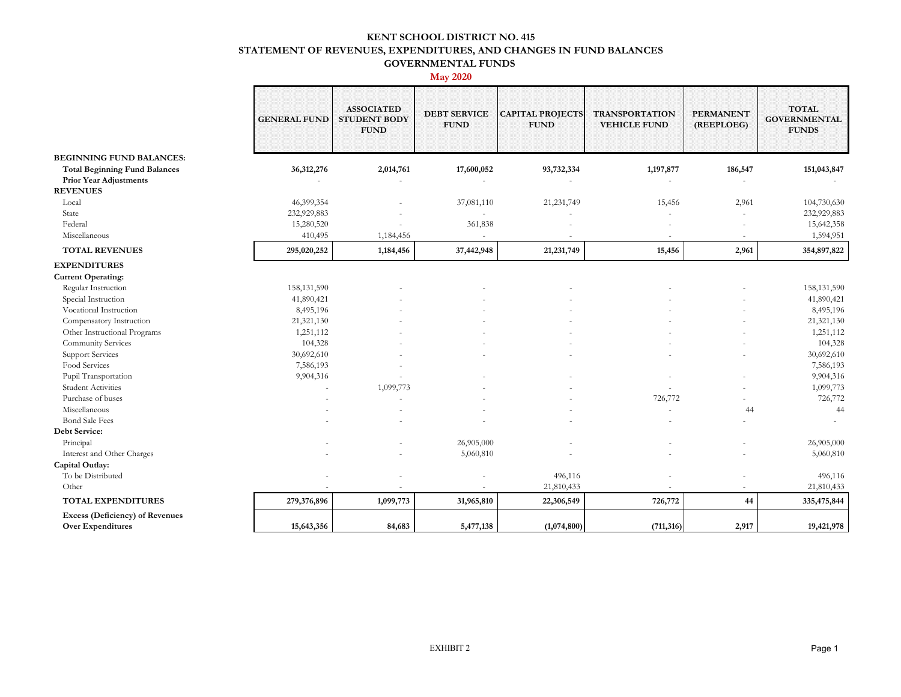# KENT SCHOOL DISTRICT NO. 415
## STATEMENT OF REVENUES, EXPENDITURES, AND CHANGES IN FUND BALANCES
## GOVERNMENTAL FUNDS
### May 2020

| | GENERAL FUND | ASSOCIATED STUDENT BODY FUND | DEBT SERVICE FUND | CAPITAL PROJECTS FUND | TRANSPORTATION VEHICLE FUND | PERMANENT (REEPLOEG) | TOTAL GOVERNMENTAL FUNDS |
|---|---|---|---|---|---|---|---|
| **BEGINNING FUND BALANCES:** | | | | | | | |
| **Total Beginning Fund Balances** | **36,312,276** | **2,014,761** | **17,600,052** | **93,732,334** | **1,197,877** | **186,547** | **151,043,847** |
| **Prior Year Adjustments** | - | - | - | - | - | - | - |
| **REVENUES** | | | | | | | |
| Local | 46,399,354 | - | 37,081,110 | 21,231,749 | 15,456 | 2,961 | 104,730,630 |
| State | 232,929,883 | - | - | - | - | - | 232,929,883 |
| Federal | 15,280,520 | - | 361,838 | - | - | - | 15,642,358 |
| Miscellaneous | 410,495 | 1,184,456 | - | - | - | - | 1,594,951 |
| **TOTAL REVENUES** | **295,020,252** | **1,184,456** | **37,442,948** | **21,231,749** | **15,456** | **2,961** | **354,897,822** |
| **EXPENDITURES** | | | | | | | |
| **Current Operating:** | | | | | | | |
| Regular Instruction | 158,131,590 | - | - | - | - | - | 158,131,590 |
| Special Instruction | 41,890,421 | - | - | - | - | - | 41,890,421 |
| Vocational Instruction | 8,495,196 | - | - | - | - | - | 8,495,196 |
| Compensatory Instruction | 21,321,130 | - | - | - | - | - | 21,321,130 |
| Other Instructional Programs | 1,251,112 | - | - | - | - | - | 1,251,112 |
| Community Services | 104,328 | - | - | - | - | - | 104,328 |
| Support Services | 30,692,610 | - | - | - | - | - | 30,692,610 |
| Food Services | 7,586,193 | - | | | | | 7,586,193 |
| Pupil Transportation | 9,904,316 | - | - | - | - | - | 9,904,316 |
| Student Activities | - | 1,099,773 | - | - | - | - | 1,099,773 |
| Purchase of buses | - | - | - | - | 726,772 | - | 726,772 |
| Miscellaneous | - | - | - | - | - | 44 | 44 |
| Bond Sale Fees | - | - | - | - | - | - | - |
| **Debt Service:** | | | | | | | |
| Principal | - | - | 26,905,000 | - | - | - | 26,905,000 |
| Interest and Other Charges | - | - | 5,060,810 | - | - | - | 5,060,810 |
| **Capital Outlay:** | | | | | | | |
| To be Distributed | - | - | - | 496,116 | - | - | 496,116 |
| Other | - | - | - | 21,810,433 | - | - | 21,810,433 |
| **TOTAL EXPENDITURES** | **279,376,896** | **1,099,773** | **31,965,810** | **22,306,549** | **726,772** | **44** | **335,475,844** |
| **Excess (Deficiency) of Revenues Over Expenditures** | **15,643,356** | **84,683** | **5,477,138** | **(1,074,800)** | **(711,316)** | **2,917** | **19,421,978** |

EXHIBIT 2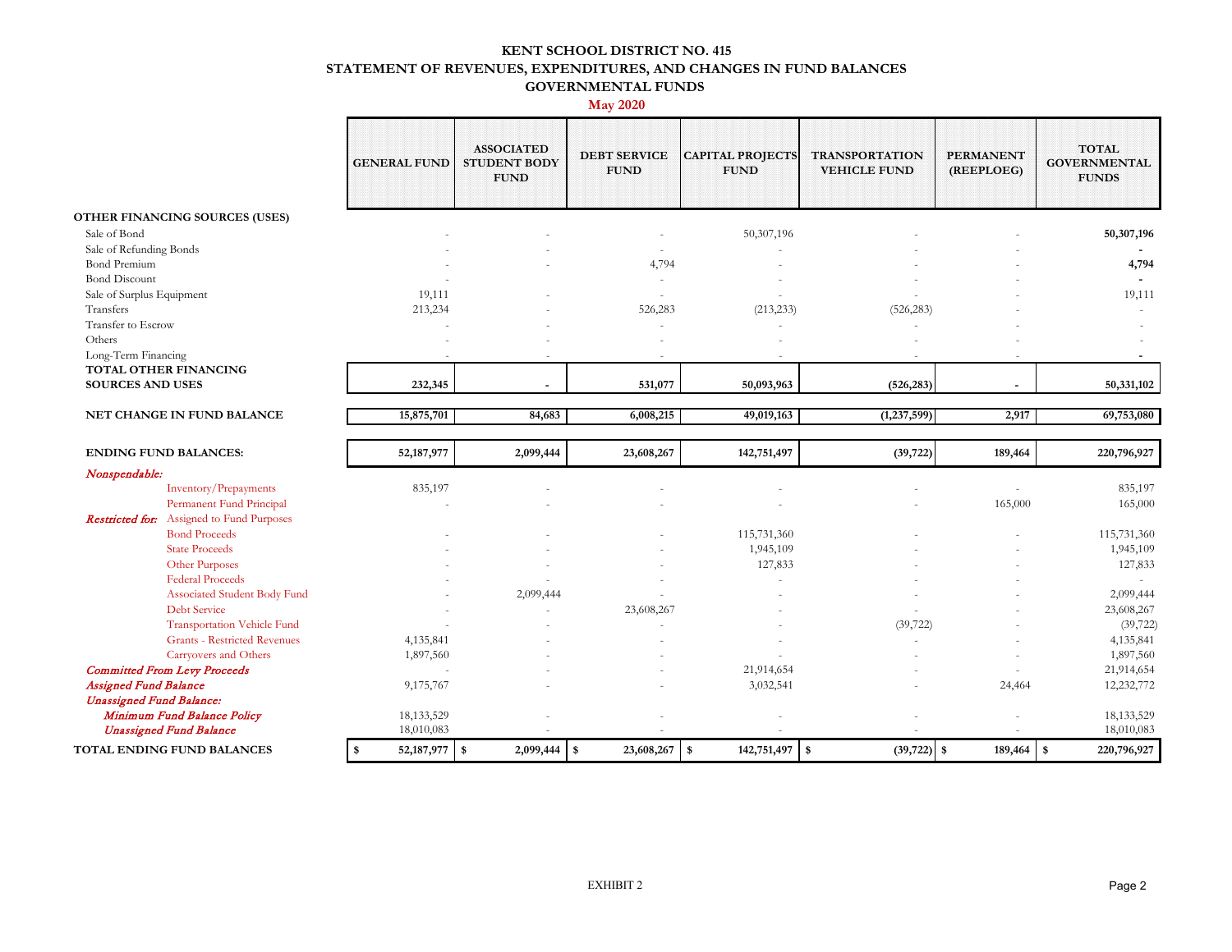# KENT SCHOOL DISTRICT NO. 415
## STATEMENT OF REVENUES, EXPENDITURES, AND CHANGES IN FUND BALANCES
### GOVERNMENTAL FUNDS
**May 2020**

| | GENERAL FUND | ASSOCIATED STUDENT BODY FUND | DEBT SERVICE FUND | CAPITAL PROJECTS FUND | TRANSPORTATION VEHICLE FUND | PERMANENT (REEPLOEG) | TOTAL GOVERNMENTAL FUNDS |
|---|---|---|---|---|---|---|---|
| **OTHER FINANCING SOURCES (USES)** | | | | | | | |
| Sale of Bond | - | - | - | 50,307,196 | - | - | **50,307,196** |
| Sale of Refunding Bonds | - | - | - | - | - | - | **-** |
| Bond Premium | - | - | 4,794 | - | - | - | **4,794** |
| Bond Discount | - | - | - | - | - | - | **-** |
| Sale of Surplus Equipment | 19,111 | - | - | - | - | - | 19,111 |
| Transfers | 213,234 | - | 526,283 | (213,233) | (526,283) | - | - |
| Transfer to Escrow | - | - | - | - | - | - | - |
| Others | - | - | - | - | - | - | - |
| Long-Term Financing | - | - | - | - | - | - | **-** |
| **TOTAL OTHER FINANCING SOURCES AND USES** | **232,345** | **-** | **531,077** | **50,093,963** | **(526,283)** | **-** | **50,331,102** |
| **NET CHANGE IN FUND BALANCE** | **15,875,701** | **84,683** | **6,008,215** | **49,019,163** | **(1,237,599)** | **2,917** | **69,753,080** |
| **ENDING FUND BALANCES:** | **52,187,977** | **2,099,444** | **23,608,267** | **142,751,497** | **(39,722)** | **189,464** | **220,796,927** |
| ***Nonspendable:*** | | | | | | | |
| Inventory/Prepayments | 835,197 | - | - | - | - | - | 835,197 |
| Permanent Fund Principal | - | - | - | - | - | 165,000 | 165,000 |
| ***Restricted for:*** Assigned to Fund Purposes | | | | | | | |
| Bond Proceeds | - | - | - | 115,731,360 | - | - | 115,731,360 |
| State Proceeds | - | - | - | 1,945,109 | - | - | 1,945,109 |
| Other Purposes | - | - | - | 127,833 | - | - | 127,833 |
| Federal Proceeds | - | - | - | - | - | - | - |
| Associated Student Body Fund | - | 2,099,444 | - | - | - | - | 2,099,444 |
| Debt Service | - | - | 23,608,267 | - | - | - | 23,608,267 |
| Transportation Vehicle Fund | - | - | - | - | (39,722) | - | (39,722) |
| Grants - Restricted Revenues | 4,135,841 | - | - | - | - | - | 4,135,841 |
| Carryovers and Others | 1,897,560 | - | - | - | - | - | 1,897,560 |
| ***Committed From Levy Proceeds*** | - | - | - | 21,914,654 | - | - | 21,914,654 |
| ***Assigned Fund Balance*** | 9,175,767 | - | - | 3,032,541 | - | 24,464 | 12,232,772 |
| ***Unassigned Fund Balance:*** | | | | | | | |
| ***Minimum Fund Balance Policy*** | 18,133,529 | - | - | - | - | - | 18,133,529 |
| ***Unassigned Fund Balance*** | 18,010,083 | - | - | - | - | - | 18,010,083 |
| **TOTAL ENDING FUND BALANCES** | **$ 52,187,977** | **$ 2,099,444** | **$ 23,608,267** | **$ 142,751,497** | **$ (39,722)** | **$ 189,464** | **$ 220,796,927** |

EXHIBIT 2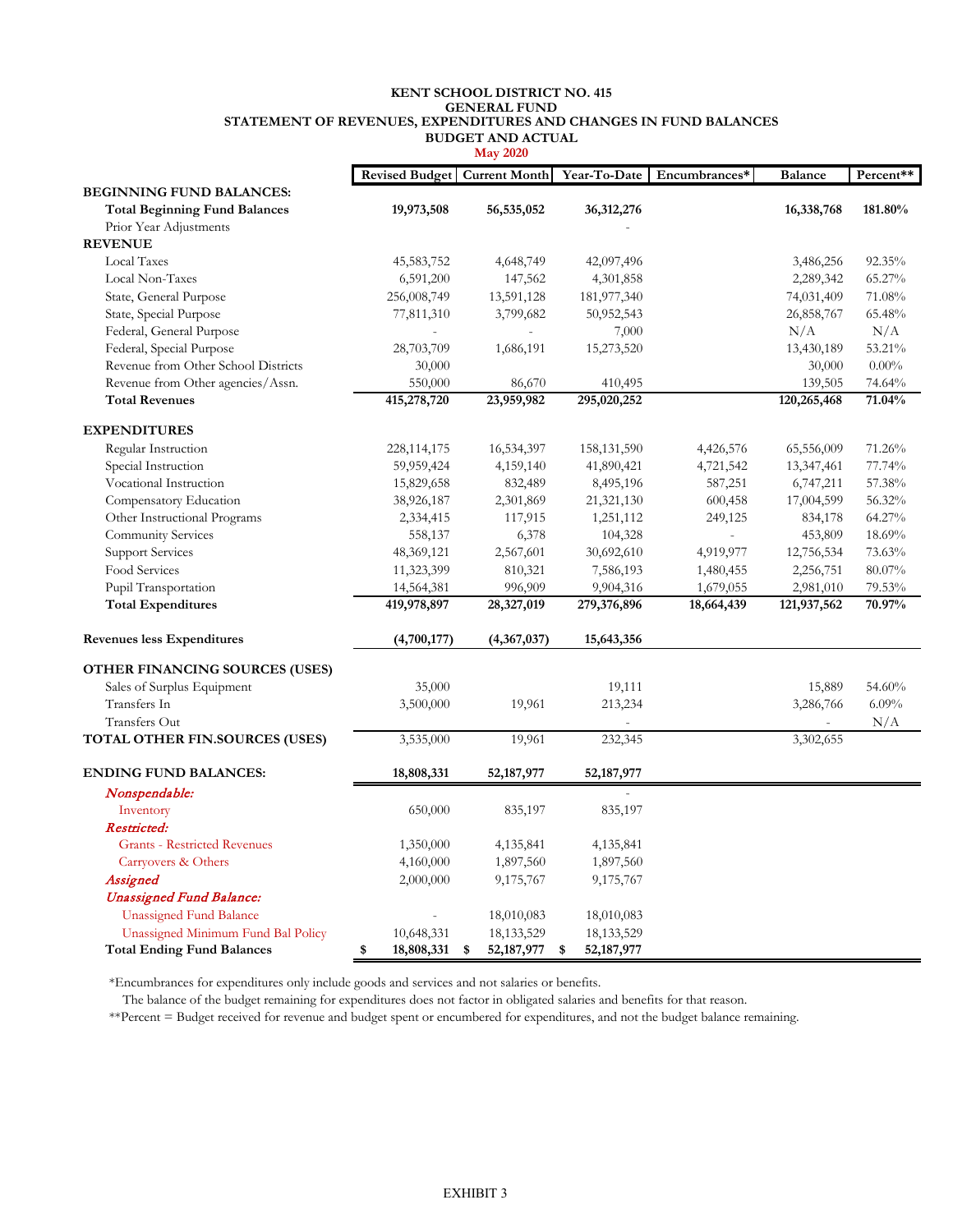**KENT SCHOOL DISTRICT NO. 415**
**GENERAL FUND**
**STATEMENT OF REVENUES, EXPENDITURES AND CHANGES IN FUND BALANCES**
**BUDGET AND ACTUAL**
**May 2020**

| | Revised Budget | Current Month | Year-To-Date | Encumbrances* | Balance | Percent** |
|---|---|---|---|---|---|---|
| **BEGINNING FUND BALANCES:** | | | | | | |
| **Total Beginning Fund Balances** | **19,973,508** | **56,535,052** | **36,312,276** | | **16,338,768** | **181.80%** |
| Prior Year Adjustments | | | - | | | |
| **REVENUE** | | | | | | |
| Local Taxes | 45,583,752 | 4,648,749 | 42,097,496 | | 3,486,256 | 92.35% |
| Local Non-Taxes | 6,591,200 | 147,562 | 4,301,858 | | 2,289,342 | 65.27% |
| State, General Purpose | 256,008,749 | 13,591,128 | 181,977,340 | | 74,031,409 | 71.08% |
| State, Special Purpose | 77,811,310 | 3,799,682 | 50,952,543 | | 26,858,767 | 65.48% |
| Federal, General Purpose | - | - | 7,000 | | N/A | N/A |
| Federal, Special Purpose | 28,703,709 | 1,686,191 | 15,273,520 | | 13,430,189 | 53.21% |
| Revenue from Other School Districts | 30,000 | | | | 30,000 | 0.00% |
| Revenue from Other agencies/Assn. | 550,000 | 86,670 | 410,495 | | 139,505 | 74.64% |
| **Total Revenues** | **415,278,720** | **23,959,982** | **295,020,252** | | **120,265,468** | **71.04%** |
| **EXPENDITURES** | | | | | | |
| Regular Instruction | 228,114,175 | 16,534,397 | 158,131,590 | 4,426,576 | 65,556,009 | 71.26% |
| Special Instruction | 59,959,424 | 4,159,140 | 41,890,421 | 4,721,542 | 13,347,461 | 77.74% |
| Vocational Instruction | 15,829,658 | 832,489 | 8,495,196 | 587,251 | 6,747,211 | 57.38% |
| Compensatory Education | 38,926,187 | 2,301,869 | 21,321,130 | 600,458 | 17,004,599 | 56.32% |
| Other Instructional Programs | 2,334,415 | 117,915 | 1,251,112 | 249,125 | 834,178 | 64.27% |
| Community Services | 558,137 | 6,378 | 104,328 | - | 453,809 | 18.69% |
| Support Services | 48,369,121 | 2,567,601 | 30,692,610 | 4,919,977 | 12,756,534 | 73.63% |
| Food Services | 11,323,399 | 810,321 | 7,586,193 | 1,480,455 | 2,256,751 | 80.07% |
| Pupil Transportation | 14,564,381 | 996,909 | 9,904,316 | 1,679,055 | 2,981,010 | 79.53% |
| **Total Expenditures** | **419,978,897** | **28,327,019** | **279,376,896** | **18,664,439** | **121,937,562** | **70.97%** |
| **Revenues less Expenditures** | **(4,700,177)** | **(4,367,037)** | **15,643,356** | | | |
| **OTHER FINANCING SOURCES (USES)** | | | | | | |
| Sales of Surplus Equipment | 35,000 | | 19,111 | | 15,889 | 54.60% |
| Transfers In | 3,500,000 | 19,961 | 213,234 | | 3,286,766 | 6.09% |
| Transfers Out | | | - | | - | N/A |
| **TOTAL OTHER FIN.SOURCES (USES)** | 3,535,000 | 19,961 | 232,345 | | 3,302,655 | |
| **ENDING FUND BALANCES:** | **18,808,331** | **52,187,977** | **52,187,977** | | | |
| *Nonspendable:* | | | - | | | |
| Inventory | 650,000 | 835,197 | 835,197 | | | |
| *Restricted:* | | | | | | |
| Grants - Restricted Revenues | 1,350,000 | 4,135,841 | 4,135,841 | | | |
| Carryovers & Others | 4,160,000 | 1,897,560 | 1,897,560 | | | |
| *Assigned* | 2,000,000 | 9,175,767 | 9,175,767 | | | |
| *Unassigned Fund Balance:* | | | | | | |
| Unassigned Fund Balance | - | 18,010,083 | 18,010,083 | | | |
| Unassigned Minimum Fund Bal Policy | 10,648,331 | 18,133,529 | 18,133,529 | | | |
| **Total Ending Fund Balances** | **$ 18,808,331** | **$ 52,187,977** | **$ 52,187,977** | | | |

*Encumbrances for expenditures only include goods and services and not salaries or benefits.
The balance of the budget remaining for expenditures does not factor in obligated salaries and benefits for that reason.
**Percent = Budget received for revenue and budget spent or encumbered for expenditures, and not the budget balance remaining.

EXHIBIT 3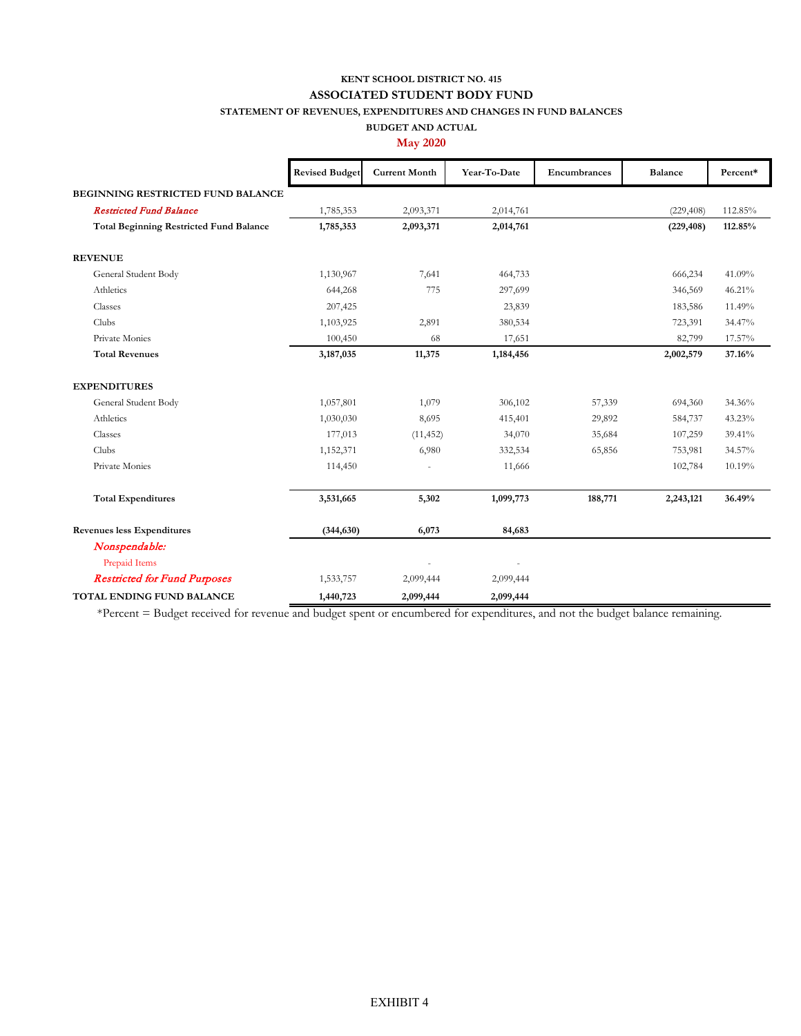# KENT SCHOOL DISTRICT NO. 415

## ASSOCIATED STUDENT BODY FUND

### STATEMENT OF REVENUES, EXPENDITURES AND CHANGES IN FUND BALANCES

### BUDGET AND ACTUAL

### May 2020

| | Revised Budget | Current Month | Year-To-Date | Encumbrances | Balance | Percent* |
|---|---|---|---|---|---|---|
| **BEGINNING RESTRICTED FUND BALANCE** | | | | | | |
| *Restricted Fund Balance* | 1,785,353 | 2,093,371 | 2,014,761 | | (229,408) | 112.85% |
| **Total Beginning Restricted Fund Balance** | **1,785,353** | **2,093,371** | **2,014,761** | | **(229,408)** | **112.85%** |
| **REVENUE** | | | | | | |
| General Student Body | 1,130,967 | 7,641 | 464,733 | | 666,234 | 41.09% |
| Athletics | 644,268 | 775 | 297,699 | | 346,569 | 46.21% |
| Classes | 207,425 | | 23,839 | | 183,586 | 11.49% |
| Clubs | 1,103,925 | 2,891 | 380,534 | | 723,391 | 34.47% |
| Private Monies | 100,450 | 68 | 17,651 | | 82,799 | 17.57% |
| **Total Revenues** | **3,187,035** | **11,375** | **1,184,456** | | **2,002,579** | **37.16%** |
| **EXPENDITURES** | | | | | | |
| General Student Body | 1,057,801 | 1,079 | 306,102 | 57,339 | 694,360 | 34.36% |
| Athletics | 1,030,030 | 8,695 | 415,401 | 29,892 | 584,737 | 43.23% |
| Classes | 177,013 | (11,452) | 34,070 | 35,684 | 107,259 | 39.41% |
| Clubs | 1,152,371 | 6,980 | 332,534 | 65,856 | 753,981 | 34.57% |
| Private Monies | 114,450 | - | 11,666 | | 102,784 | 10.19% |
| **Total Expenditures** | **3,531,665** | **5,302** | **1,099,773** | **188,771** | **2,243,121** | **36.49%** |
| **Revenues less Expenditures** | **(344,630)** | **6,073** | **84,683** | | | |
| *Nonspendable:* | | | | | | |
| Prepaid Items | | - | - | | | |
| *Restricted for Fund Purposes* | 1,533,757 | 2,099,444 | 2,099,444 | | | |
| **TOTAL ENDING FUND BALANCE** | **1,440,723** | **2,099,444** | **2,099,444** | | | |

*Percent = Budget received for revenue and budget spent or encumbered for expenditures, and not the budget balance remaining.

EXHIBIT 4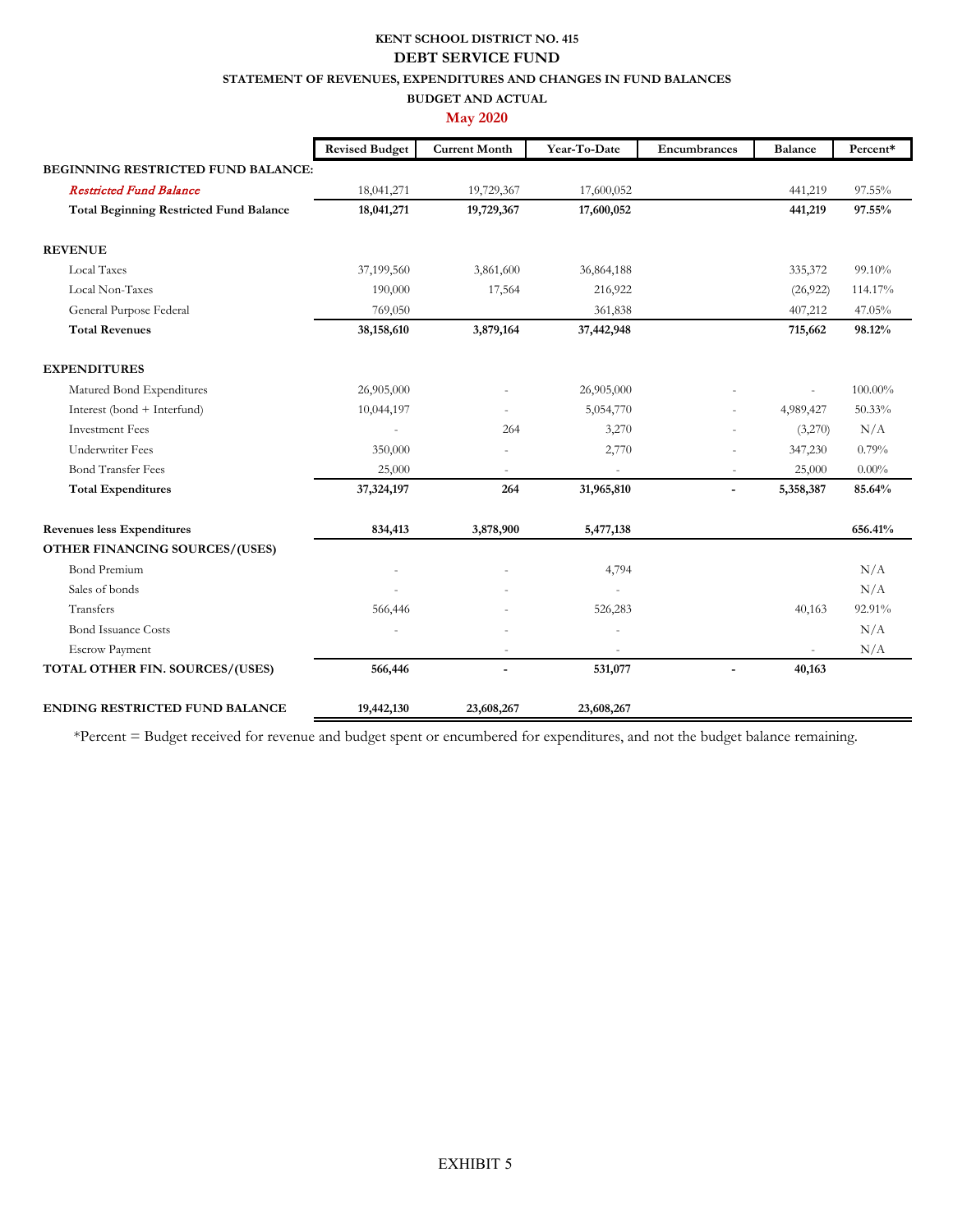**KENT SCHOOL DISTRICT NO. 415**

**DEBT SERVICE FUND**

**STATEMENT OF REVENUES, EXPENDITURES AND CHANGES IN FUND BALANCES**

**BUDGET AND ACTUAL**

**May 2020**

| | Revised Budget | Current Month | Year-To-Date | Encumbrances | Balance | Percent* |
|---|---|---|---|---|---|---|
| **BEGINNING RESTRICTED FUND BALANCE:** | | | | | | |
| *Restricted Fund Balance* | 18,041,271 | 19,729,367 | 17,600,052 | | 441,219 | 97.55% |
| **Total Beginning Restricted Fund Balance** | **18,041,271** | **19,729,367** | **17,600,052** | | **441,219** | **97.55%** |
| **REVENUE** | | | | | | |
| Local Taxes | 37,199,560 | 3,861,600 | 36,864,188 | | 335,372 | 99.10% |
| Local Non-Taxes | 190,000 | 17,564 | 216,922 | | (26,922) | 114.17% |
| General Purpose Federal | 769,050 | | 361,838 | | 407,212 | 47.05% |
| **Total Revenues** | **38,158,610** | **3,879,164** | **37,442,948** | | **715,662** | **98.12%** |
| **EXPENDITURES** | | | | | | |
| Matured Bond Expenditures | 26,905,000 | - | 26,905,000 | - | - | 100.00% |
| Interest (bond + Interfund) | 10,044,197 | - | 5,054,770 | - | 4,989,427 | 50.33% |
| Investment Fees | - | 264 | 3,270 | - | (3,270) | N/A |
| Underwriter Fees | 350,000 | - | 2,770 | - | 347,230 | 0.79% |
| Bond Transfer Fees | 25,000 | - | - | - | 25,000 | 0.00% |
| **Total Expenditures** | **37,324,197** | **264** | **31,965,810** | **-** | **5,358,387** | **85.64%** |
| **Revenues less Expenditures** | **834,413** | **3,878,900** | **5,477,138** | | | **656.41%** |
| **OTHER FINANCING SOURCES/(USES)** | | | | | | |
| Bond Premium | - | - | 4,794 | | | N/A |
| Sales of bonds | - | - | - | | | N/A |
| Transfers | 566,446 | - | 526,283 | | 40,163 | 92.91% |
| Bond Issuance Costs | - | - | - | | | N/A |
| Escrow Payment | | - | - | | - | N/A |
| **TOTAL OTHER FIN. SOURCES/(USES)** | **566,446** | **-** | **531,077** | **-** | **40,163** | |
| **ENDING RESTRICTED FUND BALANCE** | **19,442,130** | **23,608,267** | **23,608,267** | | | |

*Percent = Budget received for revenue and budget spent or encumbered for expenditures, and not the budget balance remaining.

EXHIBIT 5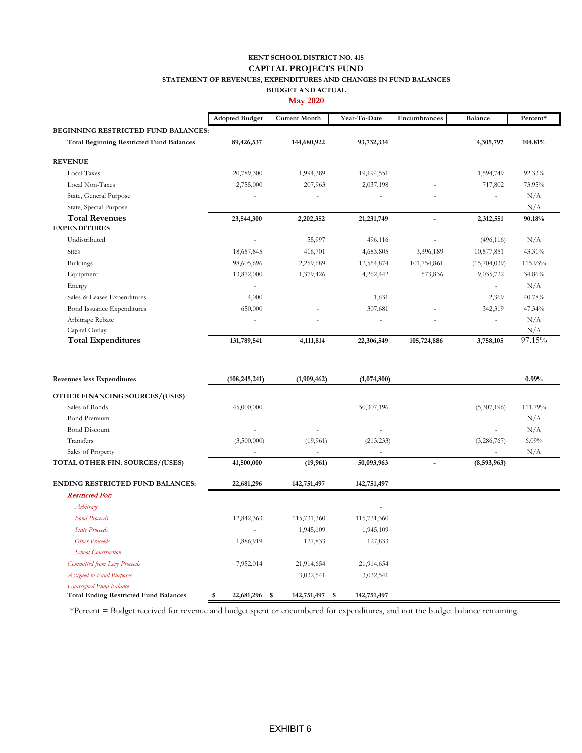**KENT SCHOOL DISTRICT NO. 415**

**CAPITAL PROJECTS FUND**

**STATEMENT OF REVENUES, EXPENDITURES AND CHANGES IN FUND BALANCES**

**BUDGET AND ACTUAL**

**May 2020**

| | Adopted Budget | Current Month | Year-To-Date | Encumbrances | Balance | Percent* |
|---|---|---|---|---|---|---|
| **BEGINNING RESTRICTED FUND BALANCES:** | | | | | | |
| **Total Beginning Restricted Fund Balances** | **89,426,537** | **144,680,922** | **93,732,334** | | **4,305,797** | **104.81%** |
| **REVENUE** | | | | | | |
| Local Taxes | 20,789,300 | 1,994,389 | 19,194,551 | - | 1,594,749 | 92.33% |
| Local Non-Taxes | 2,755,000 | 207,963 | 2,037,198 | - | 717,802 | 73.95% |
| State, General Purpose | - | - | - | - | - | N/A |
| State, Special Purpose | - | - | - | - | - | N/A |
| **Total Revenues** | **23,544,300** | **2,202,352** | **21,231,749** | **-** | **2,312,551** | **90.18%** |
| **EXPENDITURES** | | | | | | |
| Undistributed | - | 55,997 | 496,116 | - | (496,116) | N/A |
| Sites | 18,657,845 | 416,701 | 4,683,805 | 3,396,189 | 10,577,851 | 43.31% |
| Buildings | 98,605,696 | 2,259,689 | 12,554,874 | 101,754,861 | (15,704,039) | 115.93% |
| Equipment | 13,872,000 | 1,379,426 | 4,262,442 | 573,836 | 9,035,722 | 34.86% |
| Energy | - | | | | - | N/A |
| Sales & Leases Expenditures | 4,000 | - | 1,631 | - | 2,369 | 40.78% |
| Bond Issuance Expenditures | 650,000 | - | 307,681 | - | 342,319 | 47.34% |
| Arbitrage Rebate | - | - | - | - | - | N/A |
| Capital Outlay | - | - | - | - | - | N/A |
| **Total Expenditures** | **131,789,541** | **4,111,814** | **22,306,549** | **105,724,886** | **3,758,105** | 97.15% |
| **Revenues less Expenditures** | **(108,245,241)** | **(1,909,462)** | **(1,074,800)** | | | **0.99%** |
| **OTHER FINANCING SOURCES/(USES)** | | | | | | |
| Sales of Bonds | 45,000,000 | - | 50,307,196 | | (5,307,196) | 111.79% |
| Bond Premium | - | - | - | | - | N/A |
| Bond Discount | - | - | - | | - | N/A |
| Transfers | (3,500,000) | (19,961) | (213,233) | | (3,286,767) | 6.09% |
| Sales of Property | - | - | - | | - | N/A |
| **TOTAL OTHER FIN. SOURCES/(USES)** | **41,500,000** | **(19,961)** | **50,093,963** | **-** | **(8,593,963)** | |
| **ENDING RESTRICTED FUND BALANCES:** | **22,681,296** | **142,751,497** | **142,751,497** | | | |
| ***Restricted For:*** | | | | | | |
| *Arbitrage* | | | - | | | |
| *Bond Proceeds* | 12,842,363 | 115,731,360 | 115,731,360 | | | |
| *State Proceeds* | - | 1,945,109 | 1,945,109 | | | |
| *Other Proceeds* | 1,886,919 | 127,833 | 127,833 | | | |
| *School Construction* | - | - | - | | | |
| *Committed from Levy Proceeds* | 7,952,014 | 21,914,654 | 21,914,654 | | | |
| *Assigned to Fund Purposes* | - | 3,032,541 | 3,032,541 | | | |
| *Unassigned Fund Balance* | | | - | | | |
| **Total Ending Restricted Fund Balances** | **$ 22,681,296** | **$ 142,751,497** | **$ 142,751,497** | | | |

*Percent = Budget received for revenue and budget spent or encumbered for expenditures, and not the budget balance remaining.

EXHIBIT 6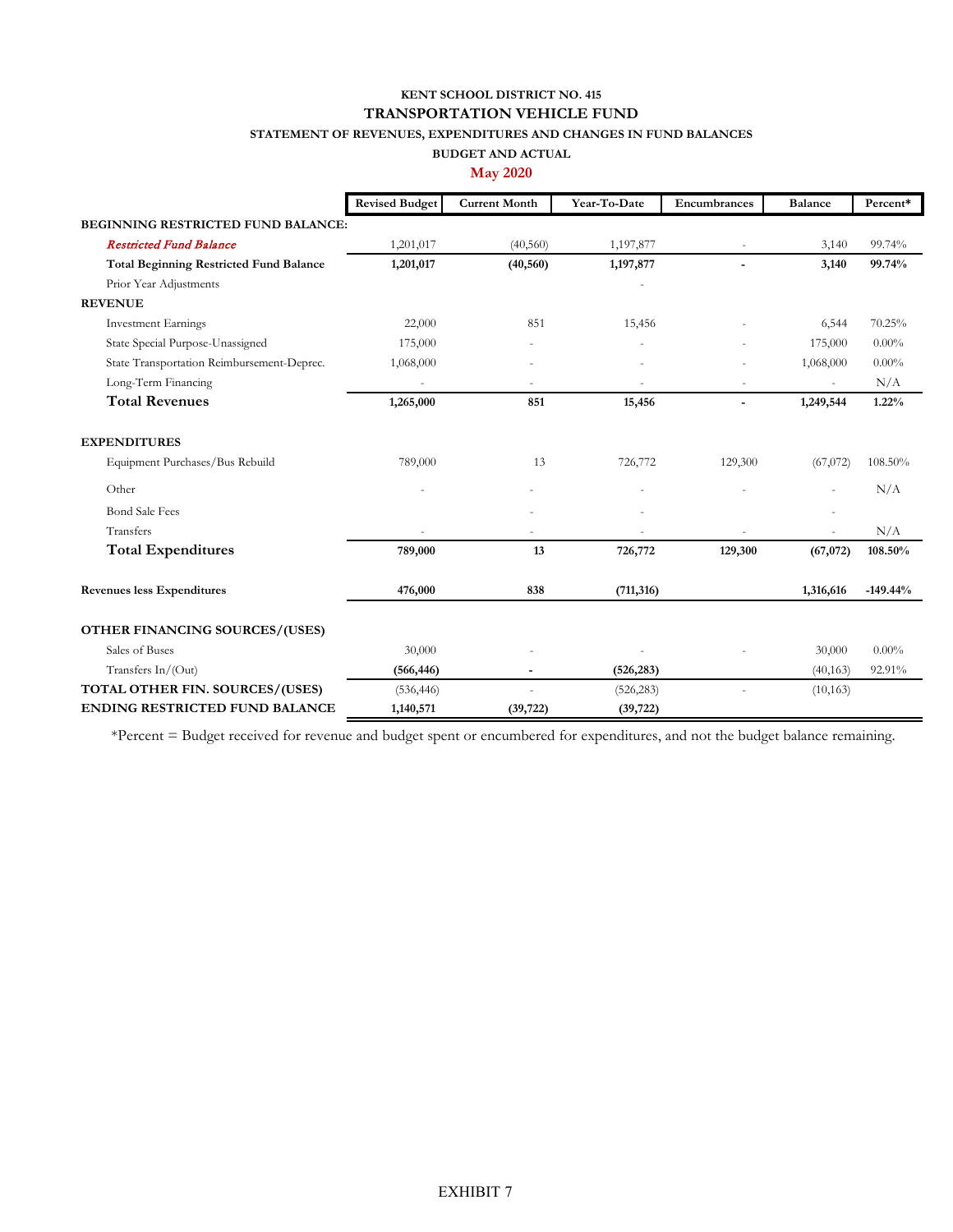**KENT SCHOOL DISTRICT NO. 415**

**TRANSPORTATION VEHICLE FUND**

**STATEMENT OF REVENUES, EXPENDITURES AND CHANGES IN FUND BALANCES**

**BUDGET AND ACTUAL**

**May 2020**

| | Revised Budget | Current Month | Year-To-Date | Encumbrances | Balance | Percent* |
|---|---|---|---|---|---|---|
| **BEGINNING RESTRICTED FUND BALANCE:** | | | | | | |
| *Restricted Fund Balance* | 1,201,017 | (40,560) | 1,197,877 | - | 3,140 | 99.74% |
| **Total Beginning Restricted Fund Balance** | **1,201,017** | **(40,560)** | **1,197,877** | **-** | **3,140** | **99.74%** |
| Prior Year Adjustments | | | - | | | |
| **REVENUE** | | | | | | |
| Investment Earnings | 22,000 | 851 | 15,456 | - | 6,544 | 70.25% |
| State Special Purpose-Unassigned | 175,000 | - | - | - | 175,000 | 0.00% |
| State Transportation Reimbursement-Deprec. | 1,068,000 | - | - | - | 1,068,000 | 0.00% |
| Long-Term Financing | - | - | - | - | - | N/A |
| **Total Revenues** | **1,265,000** | **851** | **15,456** | **-** | **1,249,544** | **1.22%** |
| **EXPENDITURES** | | | | | | |
| Equipment Purchases/Bus Rebuild | 789,000 | 13 | 726,772 | 129,300 | (67,072) | 108.50% |
| Other | - | - | - | - | - | N/A |
| Bond Sale Fees | | - | - | | - | |
| Transfers | - | - | - | - | - | N/A |
| **Total Expenditures** | **789,000** | **13** | **726,772** | **129,300** | **(67,072)** | **108.50%** |
| **Revenues less Expenditures** | **476,000** | **838** | **(711,316)** | | **1,316,616** | **-149.44%** |
| **OTHER FINANCING SOURCES/(USES)** | | | | | | |
| Sales of Buses | 30,000 | - | - | - | 30,000 | 0.00% |
| Transfers In/(Out) | **(566,446)** | **-** | **(526,283)** | | (40,163) | 92.91% |
| **TOTAL OTHER FIN. SOURCES/(USES)** | (536,446) | - | (526,283) | - | (10,163) | |
| **ENDING RESTRICTED FUND BALANCE** | **1,140,571** | **(39,722)** | **(39,722)** | | | |

*Percent = Budget received for revenue and budget spent or encumbered for expenditures, and not the budget balance remaining.

EXHIBIT 7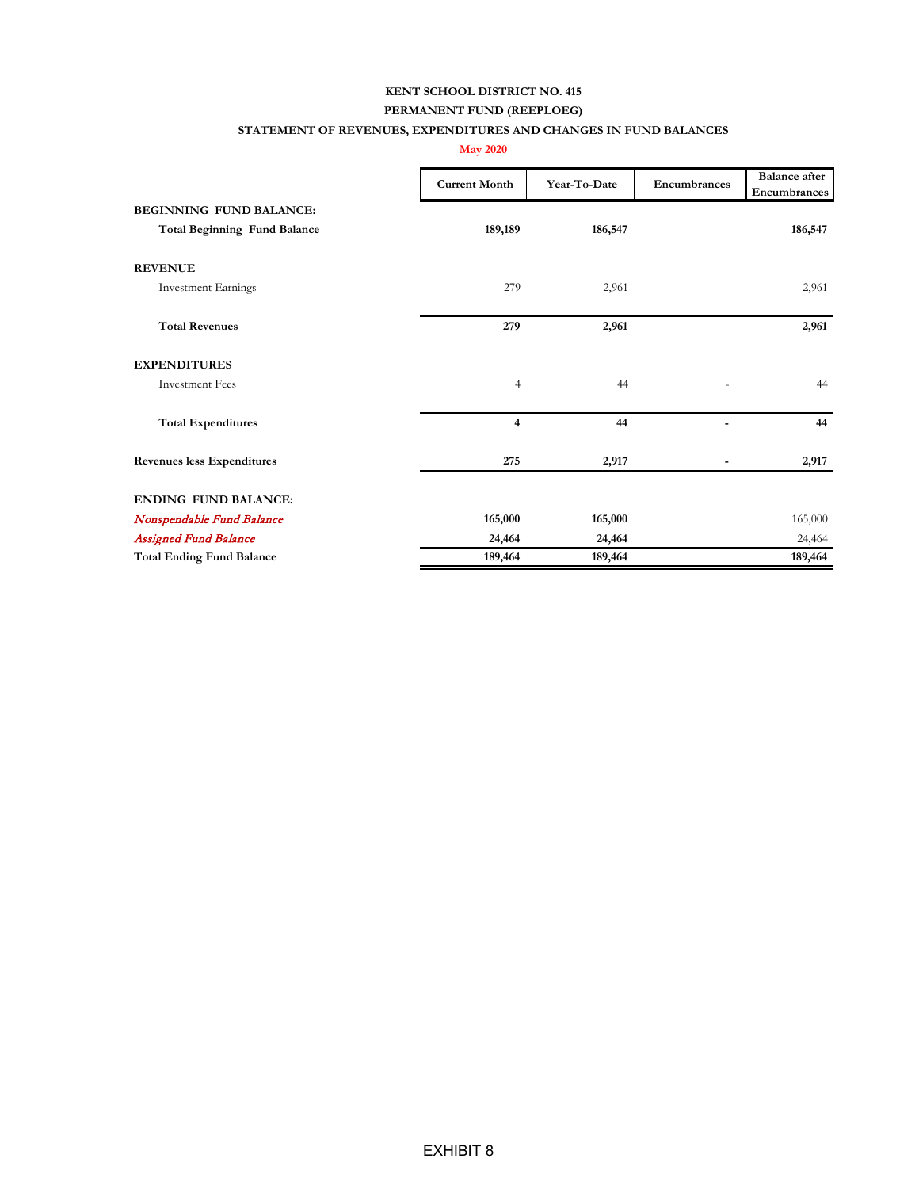**KENT SCHOOL DISTRICT NO. 415**

**PERMANENT FUND (REEPLOEG)**

**STATEMENT OF REVENUES, EXPENDITURES AND CHANGES IN FUND BALANCES**

**May 2020**

| | Current Month | Year-To-Date | Encumbrances | Balance after Encumbrances |
|---|---|---|---|---|
| **BEGINNING FUND BALANCE:** | | | | |
| **Total Beginning Fund Balance** | **189,189** | **186,547** | | **186,547** |
| **REVENUE** | | | | |
| Investment Earnings | 279 | 2,961 | | 2,961 |
| **Total Revenues** | **279** | **2,961** | | **2,961** |
| **EXPENDITURES** | | | | |
| Investment Fees | 4 | 44 | - | 44 |
| **Total Expenditures** | **4** | **44** | **-** | **44** |
| **Revenues less Expenditures** | **275** | **2,917** | **-** | **2,917** |
| **ENDING FUND BALANCE:** | | | | |
| *Nonspendable Fund Balance* | **165,000** | **165,000** | | 165,000 |
| *Assigned Fund Balance* | **24,464** | **24,464** | | 24,464 |
| **Total Ending Fund Balance** | **189,464** | **189,464** | | **189,464** |

EXHIBIT 8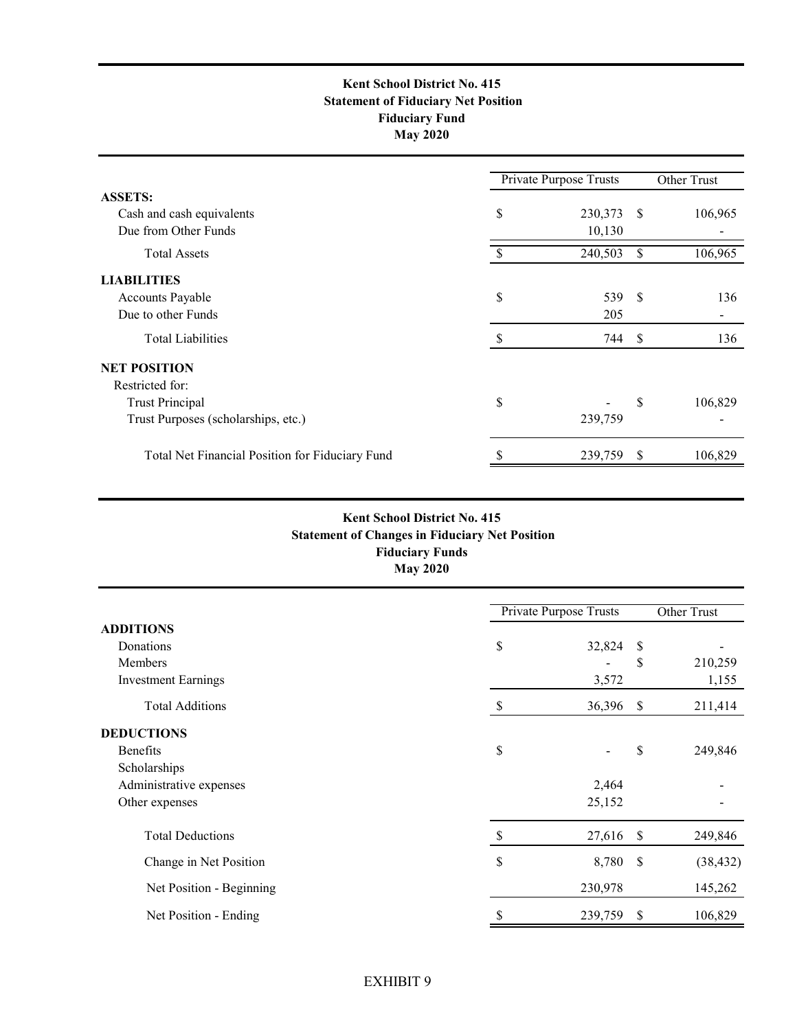**Kent School District No. 415**
**Statement of Fiduciary Net Position**
**Fiduciary Fund**
**May 2020**

| | Private Purpose Trusts | Other Trust |
|---|---|---|
| **ASSETS:** | | |
| Cash and cash equivalents | $ 230,373 | $ 106,965 |
| Due from Other Funds | 10,130 | - |
| Total Assets | $ 240,503 | $ 106,965 |
| **LIABILITIES** | | |
| Accounts Payable | $ 539 | $ 136 |
| Due to other Funds | 205 | - |
| Total Liabilities | $ 744 | $ 136 |
| **NET POSITION** | | |
| Restricted for: | | |
| Trust Principal | $ - | $ 106,829 |
| Trust Purposes (scholarships, etc.) | 239,759 | - |
| Total Net Financial Position for Fiduciary Fund | $ 239,759 | $ 106,829 |

**Kent School District No. 415**
**Statement of Changes in Fiduciary Net Position**
**Fiduciary Funds**
**May 2020**

| | Private Purpose Trusts | Other Trust |
|---|---|---|
| **ADDITIONS** | | |
| Donations | $ 32,824 | $ - |
| Members | - | $ 210,259 |
| Investment Earnings | 3,572 | 1,155 |
| Total Additions | $ 36,396 | $ 211,414 |
| **DEDUCTIONS** | | |
| Benefits | $ - | $ 249,846 |
| Scholarships | | |
| Administrative expenses | 2,464 | - |
| Other expenses | 25,152 | - |
| Total Deductions | $ 27,616 | $ 249,846 |
| Change in Net Position | $ 8,780 | $ (38,432) |
| Net Position - Beginning | 230,978 | 145,262 |
| Net Position - Ending | $ 239,759 | $ 106,829 |

EXHIBIT 9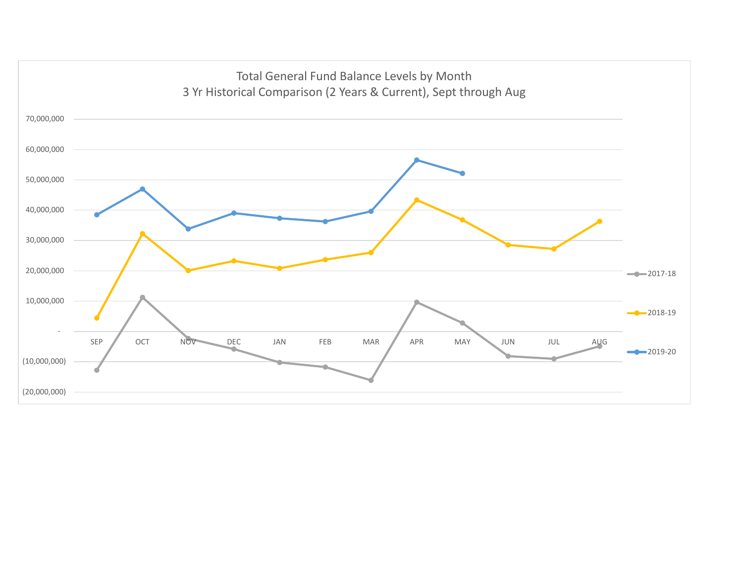Total General Fund Balance Levels by Month
3 Yr Historical Comparison (2 Years & Current), Sept through Aug

70,000,000
60,000,000
50,000,000
40,000,000
30,000,000
20,000,000
10,000,000
-
(10,000,000)
(20,000,000)

SEP OCT NOV DEC JAN FEB MAR APR MAY JUN JUL AUG

2017-18
2018-19
2019-20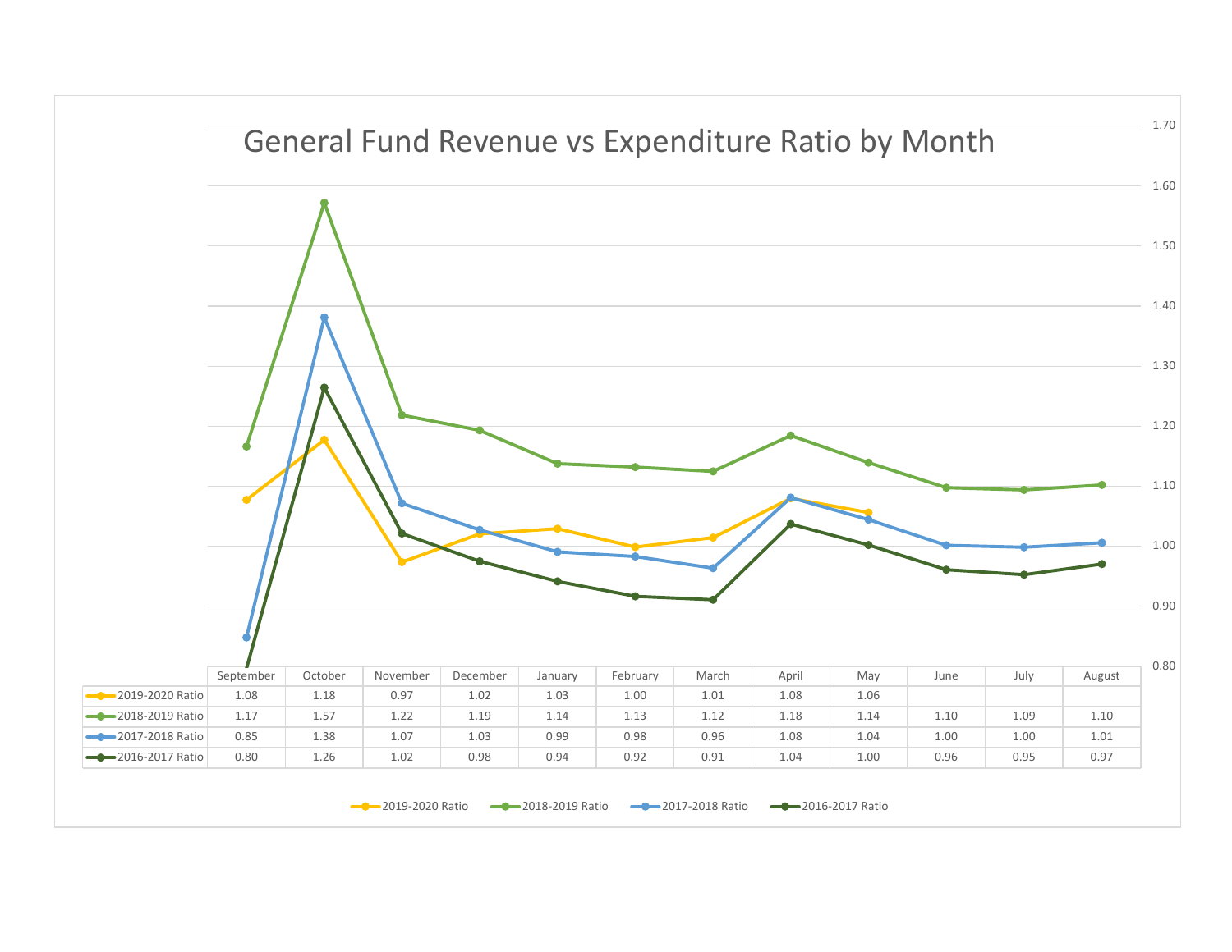# General Fund Revenue vs Expenditure Ratio by Month

| | September | October | November | December | January | February | March | April | May | June | July | August |
|---|---|---|---|---|---|---|---|---|---|---|---|---|
| 2019-2020 Ratio | 1.08 | 1.18 | 0.97 | 1.02 | 1.03 | 1.00 | 1.01 | 1.08 | 1.06 | | | |
| 2018-2019 Ratio | 1.17 | 1.57 | 1.22 | 1.19 | 1.14 | 1.13 | 1.12 | 1.18 | 1.14 | 1.10 | 1.09 | 1.10 |
| 2017-2018 Ratio | 0.85 | 1.38 | 1.07 | 1.03 | 0.99 | 0.98 | 0.96 | 1.08 | 1.04 | 1.00 | 1.00 | 1.01 |
| 2016-2017 Ratio | 0.80 | 1.26 | 1.02 | 0.98 | 0.94 | 0.92 | 0.91 | 1.04 | 1.00 | 0.96 | 0.95 | 0.97 |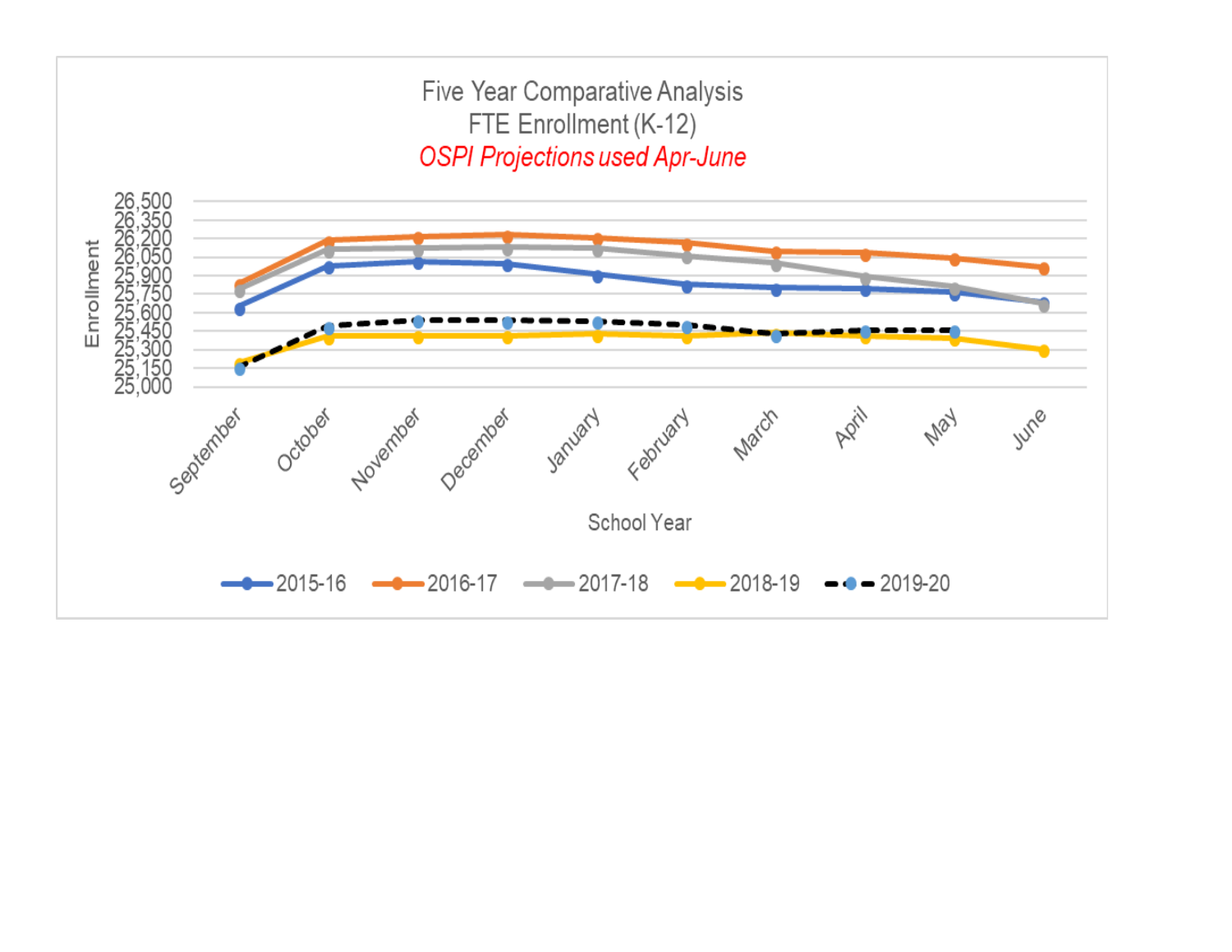Five Year Comparative Analysis
FTE Enrollment (K-12)
*OSPI Projections used Apr-June*

Enrollment

26,500
26,350
26,200
26,050
25,900
25,750
25,600
25,450
25,300
25,150
25,000

September
October
November
December
January
February
March
April
May
June

School Year

2015-16
2016-17
2017-18
2018-19
2019-20